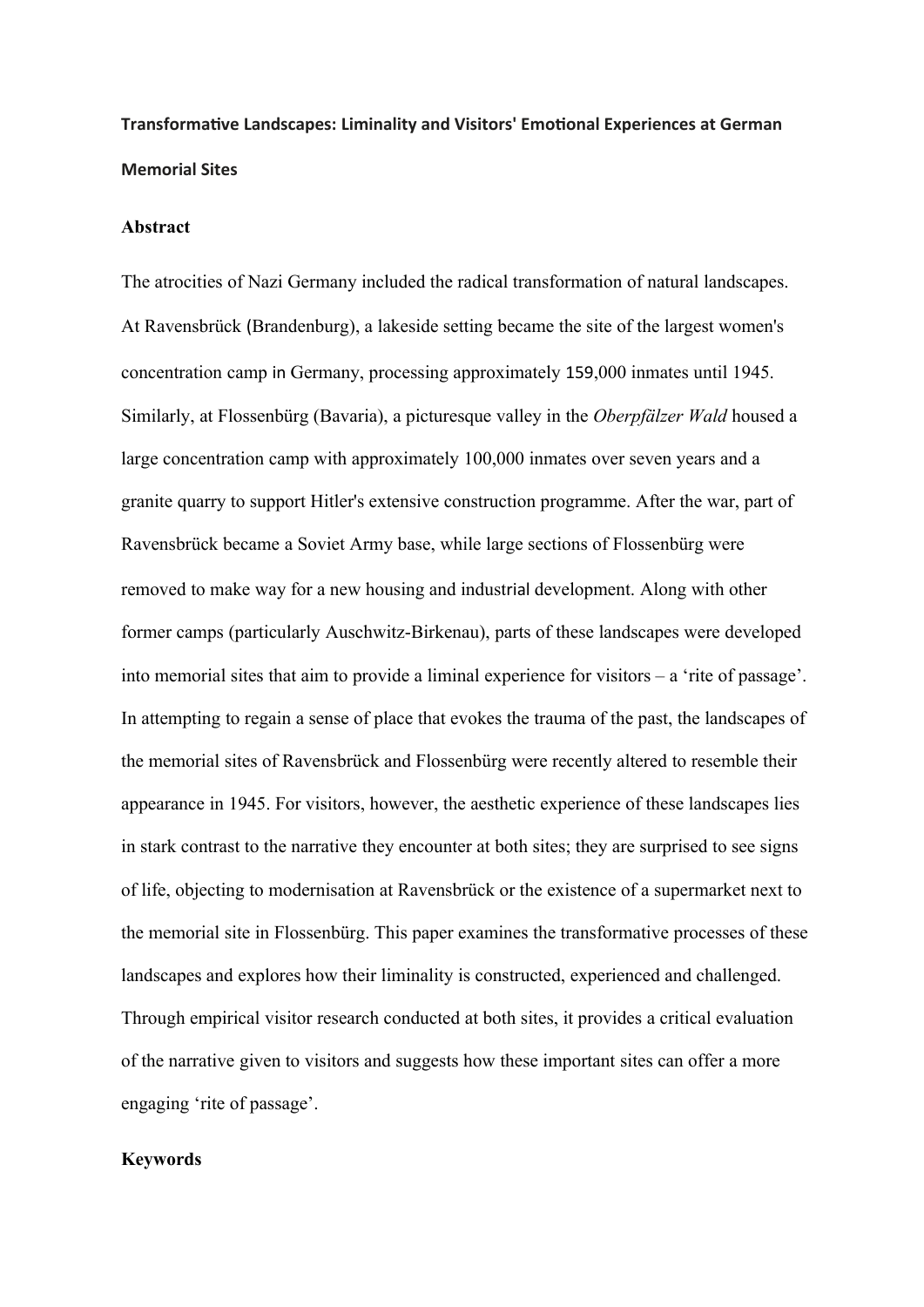# Transformative Landscapes: Liminality and Visitors' Emotional Experiences at German Memorial Sites

## Abstract

The atrocities of Nazi Germany included the radical transformation of natural landscapes. At Ravensbrück (Brandenburg), a lakeside setting became the site of the largest women's concentration camp in Germany, processing approximately 159,000 inmates until 1945. Similarly, at Flossenbürg (Bavaria), a picturesque valley in the *Oberpfälzer Wald* housed a large concentration camp with approximately 100,000 inmates over seven years and a granite quarry to support Hitler's extensive construction programme. After the war, part of Ravensbrück became a Soviet Army base, while large sections of Flossenbürg were removed to make way for a new housing and industrial development. Along with other former camps (particularly Auschwitz-Birkenau), parts of these landscapes were developed into memorial sites that aim to provide a liminal experience for visitors – a 'rite of passage'. In attempting to regain a sense of place that evokes the trauma of the past, the landscapes of the memorial sites of Ravensbrück and Flossenbürg were recently altered to resemble their appearance in 1945. For visitors, however, the aesthetic experience of these landscapes lies in stark contrast to the narrative they encounter at both sites; they are surprised to see signs of life, objecting to modernisation at Ravensbrück or the existence of a supermarket next to the memorial site in Flossenbürg. This paper examines the transformative processes of these landscapes and explores how their liminality is constructed, experienced and challenged. Through empirical visitor research conducted at both sites, it provides a critical evaluation of the narrative given to visitors and suggests how these important sites can offer a more engaging 'rite of passage'.

## Keywords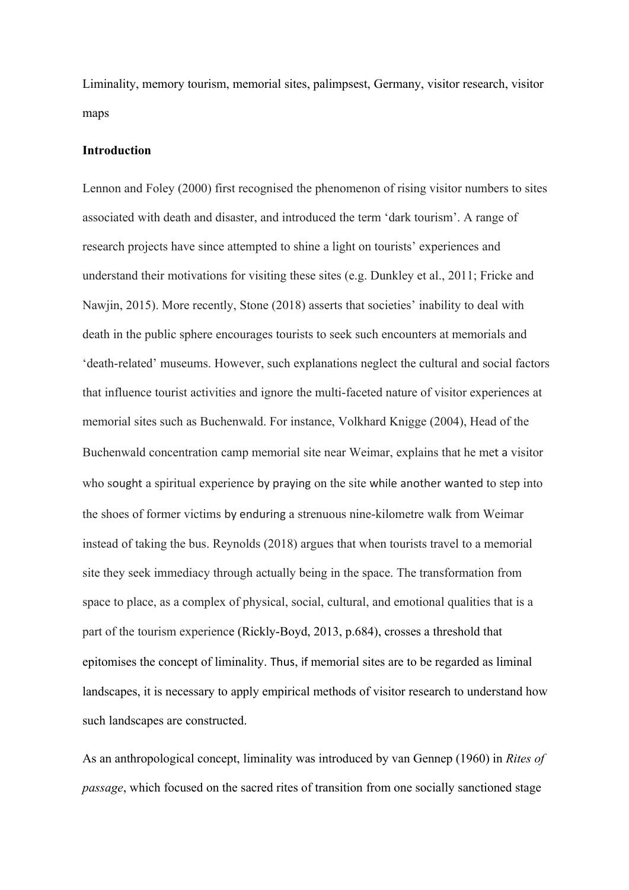Liminality, memory tourism, memorial sites, palimpsest, Germany, visitor research, visitor maps

**Introduction**

Lennon and Foley (2000) first recognised the phenomenon of rising visitor numbers to sites associated with death and disaster, and introduced the term 'dark tourism'. A range of research projects have since attempted to shine a light on tourists' experiences and understand their motivations for visiting these sites (e.g. Dunkley et al., 2011; Fricke and Nawjin, 2015). More recently, Stone (2018) asserts that societies' inability to deal with death in the public sphere encourages tourists to seek such encounters at memorials and 'death-related' museums. However, such explanations neglect the cultural and social factors that influence tourist activities and ignore the multi-faceted nature of visitor experiences at memorial sites such as Buchenwald. For instance, Volkhard Knigge (2004), Head of the Buchenwald concentration camp memorial site near Weimar, explains that he met a visitor who sought a spiritual experience by praying on the site while another wanted to step into the shoes of former victims by enduring a strenuous nine-kilometre walk from Weimar instead of taking the bus. Reynolds (2018) argues that when tourists travel to a memorial site they seek immediacy through actually being in the space. The transformation from space to place, as a complex of physical, social, cultural, and emotional qualities that is a part of the tourism experience (Rickly-Boyd, 2013, p.684), crosses a threshold that epitomises the concept of liminality. Thus, if memorial sites are to be regarded as liminal landscapes, it is necessary to apply empirical methods of visitor research to understand how such landscapes are constructed.

As an anthropological concept, liminality was introduced by van Gennep (1960) in *Rites of passage*, which focused on the sacred rites of transition from one socially sanctioned stage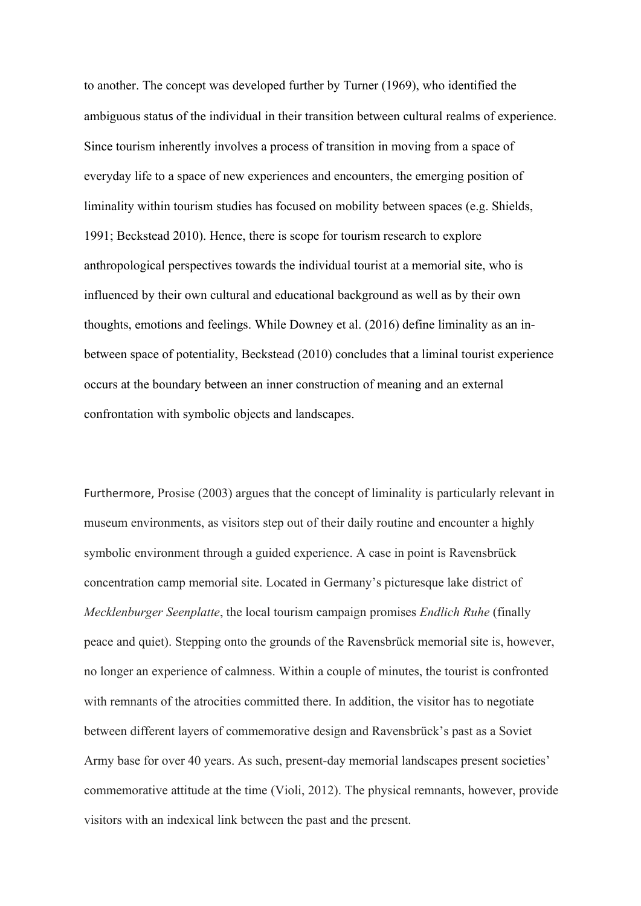to another. The concept was developed further by Turner (1969), who identified the ambiguous status of the individual in their transition between cultural realms of experience. Since tourism inherently involves a process of transition in moving from a space of everyday life to a space of new experiences and encounters, the emerging position of liminality within tourism studies has focused on mobility between spaces (e.g. Shields, 1991; Beckstead 2010). Hence, there is scope for tourism research to explore anthropological perspectives towards the individual tourist at a memorial site, who is influenced by their own cultural and educational background as well as by their own thoughts, emotions and feelings. While Downey et al. (2016) define liminality as an in-between space of potentiality, Beckstead (2010) concludes that a liminal tourist experience occurs at the boundary between an inner construction of meaning and an external confrontation with symbolic objects and landscapes.

Furthermore, Prosise (2003) argues that the concept of liminality is particularly relevant in museum environments, as visitors step out of their daily routine and encounter a highly symbolic environment through a guided experience. A case in point is Ravensbrück concentration camp memorial site. Located in Germany's picturesque lake district of *Mecklenburger Seenplatte*, the local tourism campaign promises *Endlich Ruhe* (finally peace and quiet). Stepping onto the grounds of the Ravensbrück memorial site is, however, no longer an experience of calmness. Within a couple of minutes, the tourist is confronted with remnants of the atrocities committed there. In addition, the visitor has to negotiate between different layers of commemorative design and Ravensbrück's past as a Soviet Army base for over 40 years. As such, present-day memorial landscapes present societies' commemorative attitude at the time (Violi, 2012). The physical remnants, however, provide visitors with an indexical link between the past and the present.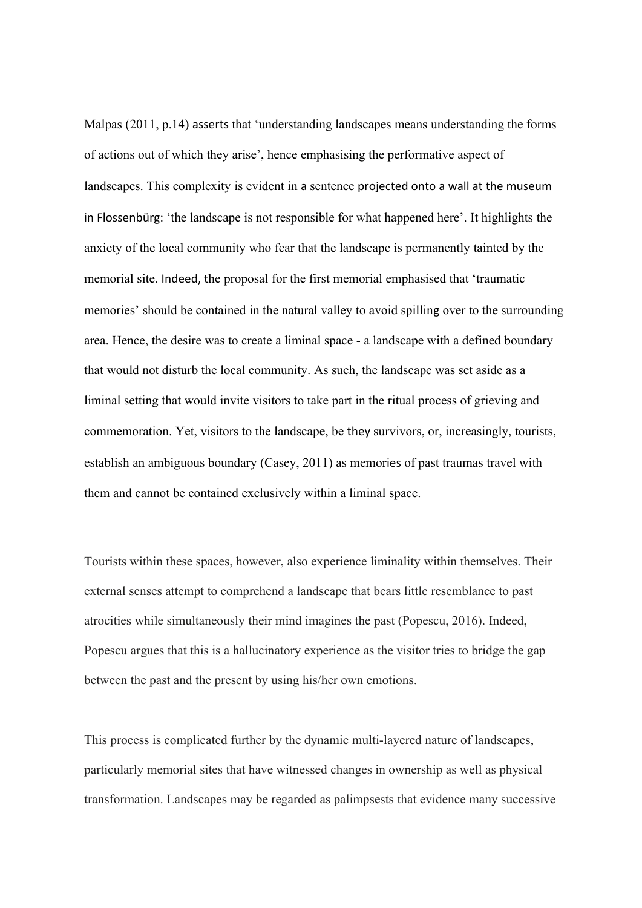Malpas (2011, p.14) asserts that 'understanding landscapes means understanding the forms of actions out of which they arise', hence emphasising the performative aspect of landscapes. This complexity is evident in a sentence projected onto a wall at the museum in Flossenbürg: 'the landscape is not responsible for what happened here'. It highlights the anxiety of the local community who fear that the landscape is permanently tainted by the memorial site. Indeed, the proposal for the first memorial emphasised that 'traumatic memories' should be contained in the natural valley to avoid spilling over to the surrounding area. Hence, the desire was to create a liminal space - a landscape with a defined boundary that would not disturb the local community. As such, the landscape was set aside as a liminal setting that would invite visitors to take part in the ritual process of grieving and commemoration. Yet, visitors to the landscape, be they survivors, or, increasingly, tourists, establish an ambiguous boundary (Casey, 2011) as memories of past traumas travel with them and cannot be contained exclusively within a liminal space.

Tourists within these spaces, however, also experience liminality within themselves. Their external senses attempt to comprehend a landscape that bears little resemblance to past atrocities while simultaneously their mind imagines the past (Popescu, 2016). Indeed, Popescu argues that this is a hallucinatory experience as the visitor tries to bridge the gap between the past and the present by using his/her own emotions.

This process is complicated further by the dynamic multi-layered nature of landscapes, particularly memorial sites that have witnessed changes in ownership as well as physical transformation. Landscapes may be regarded as palimpsests that evidence many successive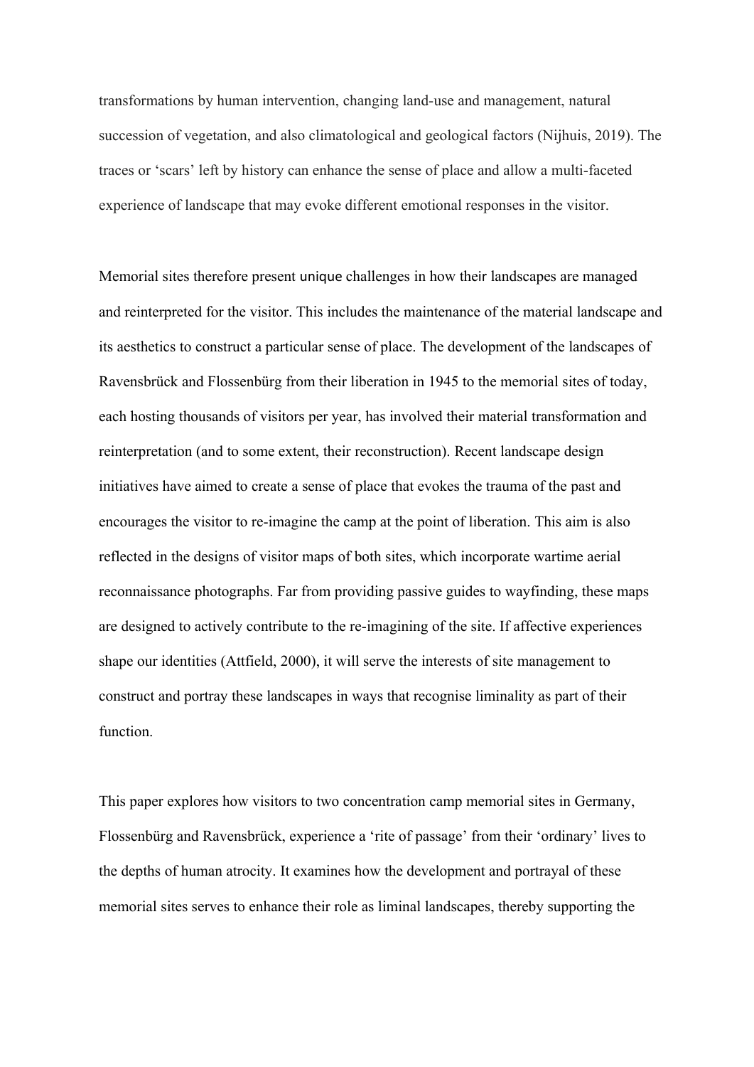transformations by human intervention, changing land-use and management, natural succession of vegetation, and also climatological and geological factors (Nijhuis, 2019). The traces or 'scars' left by history can enhance the sense of place and allow a multi-faceted experience of landscape that may evoke different emotional responses in the visitor.

Memorial sites therefore present unique challenges in how their landscapes are managed and reinterpreted for the visitor. This includes the maintenance of the material landscape and its aesthetics to construct a particular sense of place. The development of the landscapes of Ravensbrück and Flossenbürg from their liberation in 1945 to the memorial sites of today, each hosting thousands of visitors per year, has involved their material transformation and reinterpretation (and to some extent, their reconstruction). Recent landscape design initiatives have aimed to create a sense of place that evokes the trauma of the past and encourages the visitor to re-imagine the camp at the point of liberation. This aim is also reflected in the designs of visitor maps of both sites, which incorporate wartime aerial reconnaissance photographs. Far from providing passive guides to wayfinding, these maps are designed to actively contribute to the re-imagining of the site. If affective experiences shape our identities (Attfield, 2000), it will serve the interests of site management to construct and portray these landscapes in ways that recognise liminality as part of their function.

This paper explores how visitors to two concentration camp memorial sites in Germany, Flossenbürg and Ravensbrück, experience a 'rite of passage' from their 'ordinary' lives to the depths of human atrocity. It examines how the development and portrayal of these memorial sites serves to enhance their role as liminal landscapes, thereby supporting the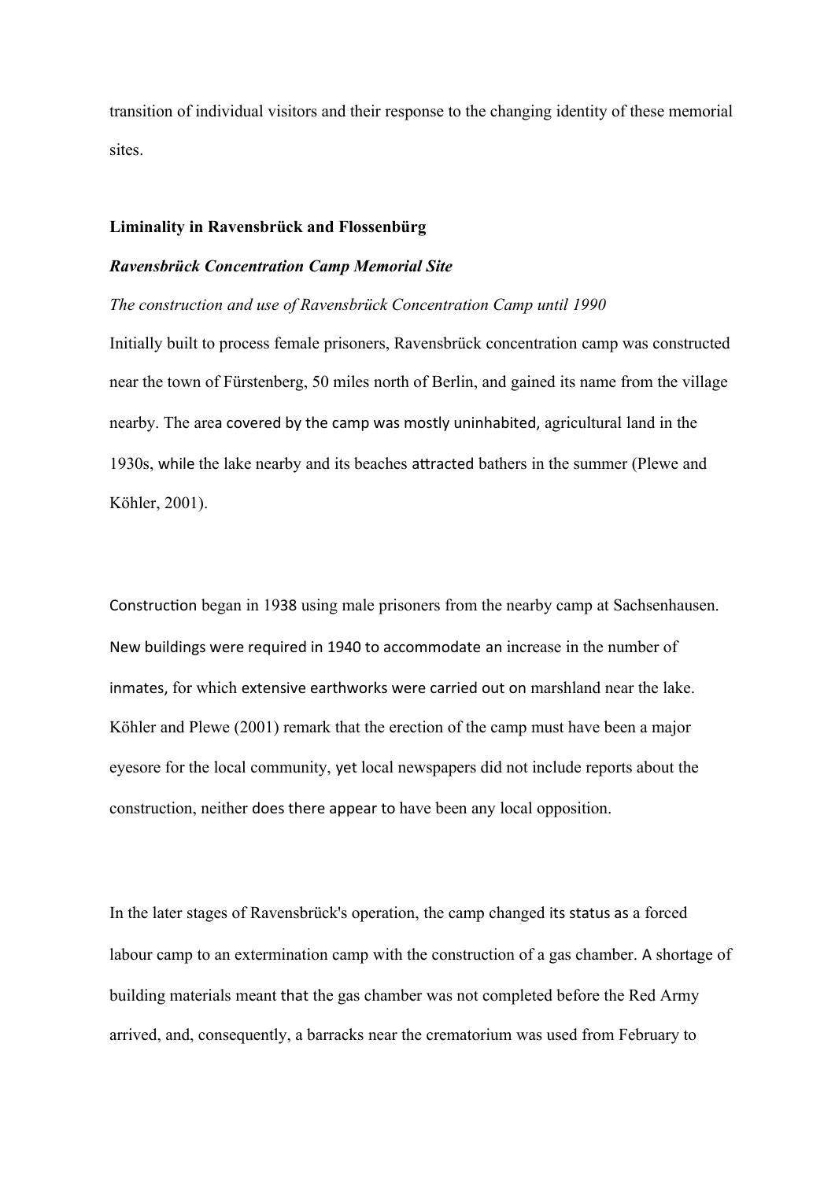transition of individual visitors and their response to the changing identity of these memorial sites.

### Liminality in Ravensbrück and Flossenbürg

#### *Ravensbrück Concentration Camp Memorial Site*

*The construction and use of Ravensbrück Concentration Camp until 1990*

Initially built to process female prisoners, Ravensbrück concentration camp was constructed near the town of Fürstenberg, 50 miles north of Berlin, and gained its name from the village nearby. The area covered by the camp was mostly uninhabited, agricultural land in the 1930s, while the lake nearby and its beaches attracted bathers in the summer (Plewe and Köhler, 2001).

Construction began in 1938 using male prisoners from the nearby camp at Sachsenhausen. New buildings were required in 1940 to accommodate an increase in the number of inmates, for which extensive earthworks were carried out on marshland near the lake. Köhler and Plewe (2001) remark that the erection of the camp must have been a major eyesore for the local community, yet local newspapers did not include reports about the construction, neither does there appear to have been any local opposition.

In the later stages of Ravensbrück's operation, the camp changed its status as a forced labour camp to an extermination camp with the construction of a gas chamber. A shortage of building materials meant that the gas chamber was not completed before the Red Army arrived, and, consequently, a barracks near the crematorium was used from February to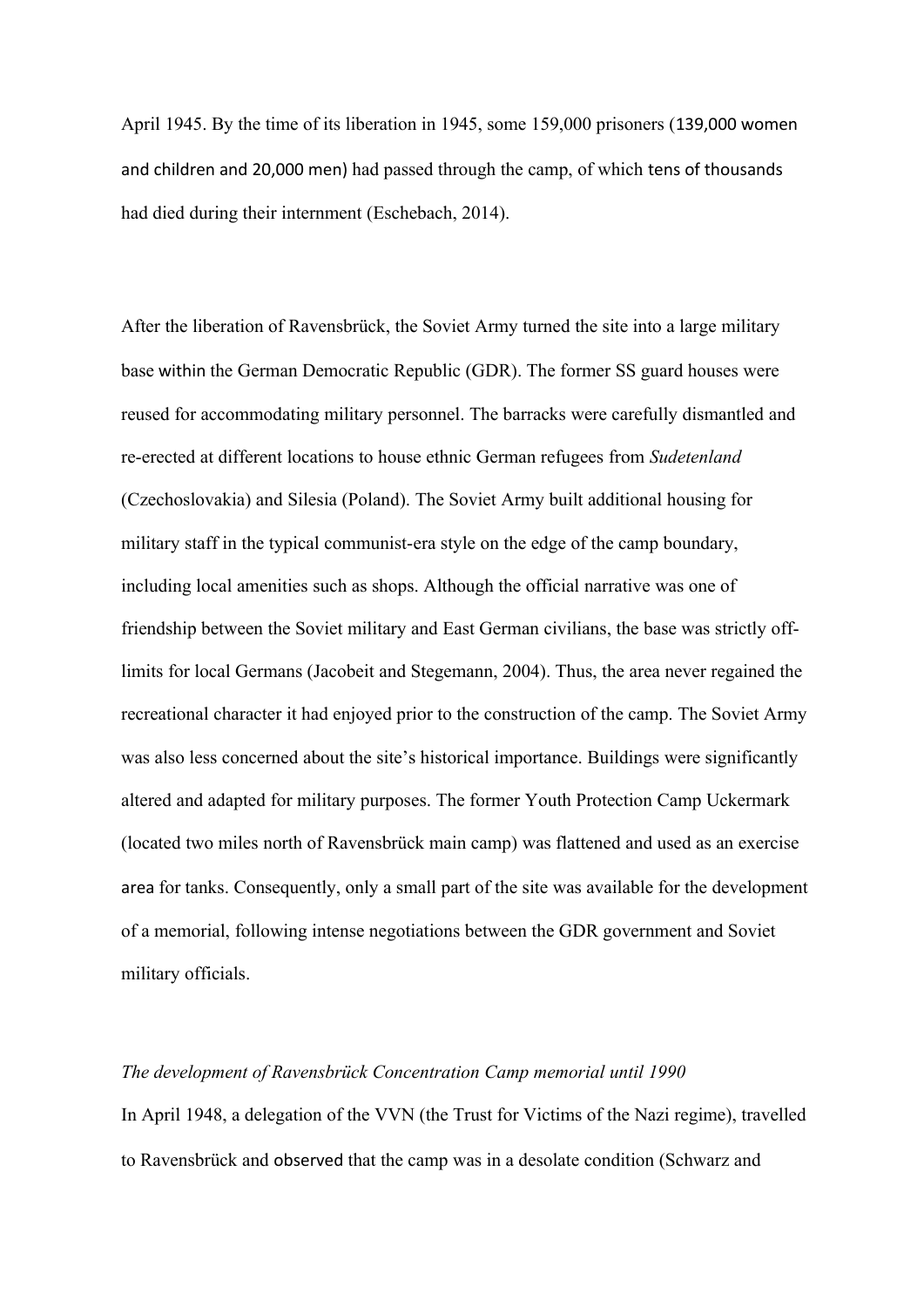April 1945. By the time of its liberation in 1945, some 159,000 prisoners (139,000 women and children and 20,000 men) had passed through the camp, of which tens of thousands had died during their internment (Eschebach, 2014).

After the liberation of Ravensbrück, the Soviet Army turned the site into a large military base within the German Democratic Republic (GDR). The former SS guard houses were reused for accommodating military personnel. The barracks were carefully dismantled and re-erected at different locations to house ethnic German refugees from *Sudetenland* (Czechoslovakia) and Silesia (Poland). The Soviet Army built additional housing for military staff in the typical communist-era style on the edge of the camp boundary, including local amenities such as shops. Although the official narrative was one of friendship between the Soviet military and East German civilians, the base was strictly off-limits for local Germans (Jacobeit and Stegemann, 2004). Thus, the area never regained the recreational character it had enjoyed prior to the construction of the camp. The Soviet Army was also less concerned about the site's historical importance. Buildings were significantly altered and adapted for military purposes. The former Youth Protection Camp Uckermark (located two miles north of Ravensbrück main camp) was flattened and used as an exercise area for tanks. Consequently, only a small part of the site was available for the development of a memorial, following intense negotiations between the GDR government and Soviet military officials.

*The development of Ravensbrück Concentration Camp memorial until 1990*

In April 1948, a delegation of the VVN (the Trust for Victims of the Nazi regime), travelled to Ravensbrück and observed that the camp was in a desolate condition (Schwarz and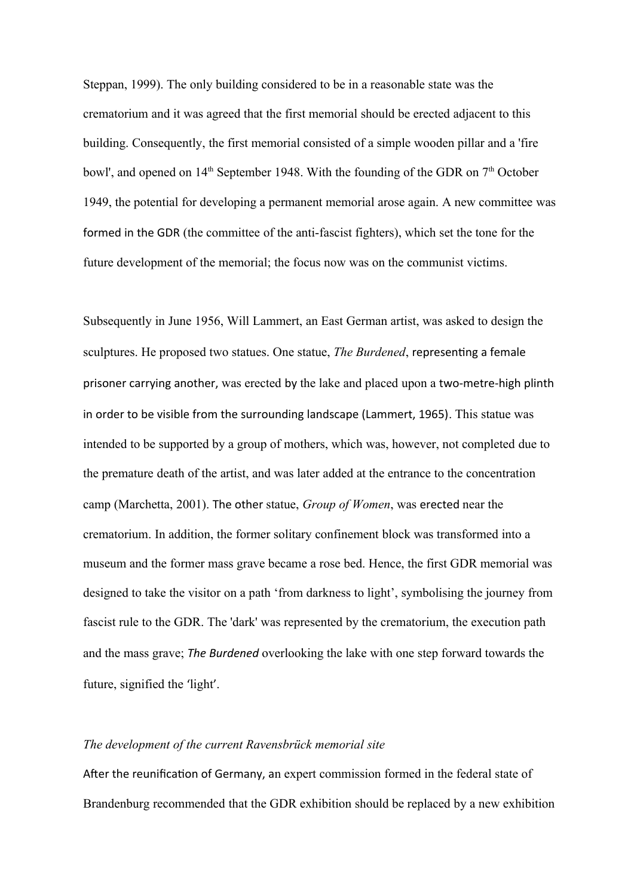Steppan, 1999). The only building considered to be in a reasonable state was the crematorium and it was agreed that the first memorial should be erected adjacent to this building. Consequently, the first memorial consisted of a simple wooden pillar and a 'fire bowl', and opened on 14th September 1948. With the founding of the GDR on 7th October 1949, the potential for developing a permanent memorial arose again. A new committee was formed in the GDR (the committee of the anti-fascist fighters), which set the tone for the future development of the memorial; the focus now was on the communist victims.

Subsequently in June 1956, Will Lammert, an East German artist, was asked to design the sculptures. He proposed two statues. One statue, *The Burdened*, representing a female prisoner carrying another, was erected by the lake and placed upon a two-metre-high plinth in order to be visible from the surrounding landscape (Lammert, 1965). This statue was intended to be supported by a group of mothers, which was, however, not completed due to the premature death of the artist, and was later added at the entrance to the concentration camp (Marchetta, 2001). The other statue, *Group of Women*, was erected near the crematorium. In addition, the former solitary confinement block was transformed into a museum and the former mass grave became a rose bed. Hence, the first GDR memorial was designed to take the visitor on a path 'from darkness to light', symbolising the journey from fascist rule to the GDR. The 'dark' was represented by the crematorium, the execution path and the mass grave; *The Burdened* overlooking the lake with one step forward towards the future, signified the 'light'.

*The development of the current Ravensbrück memorial site*

After the reunification of Germany, an expert commission formed in the federal state of Brandenburg recommended that the GDR exhibition should be replaced by a new exhibition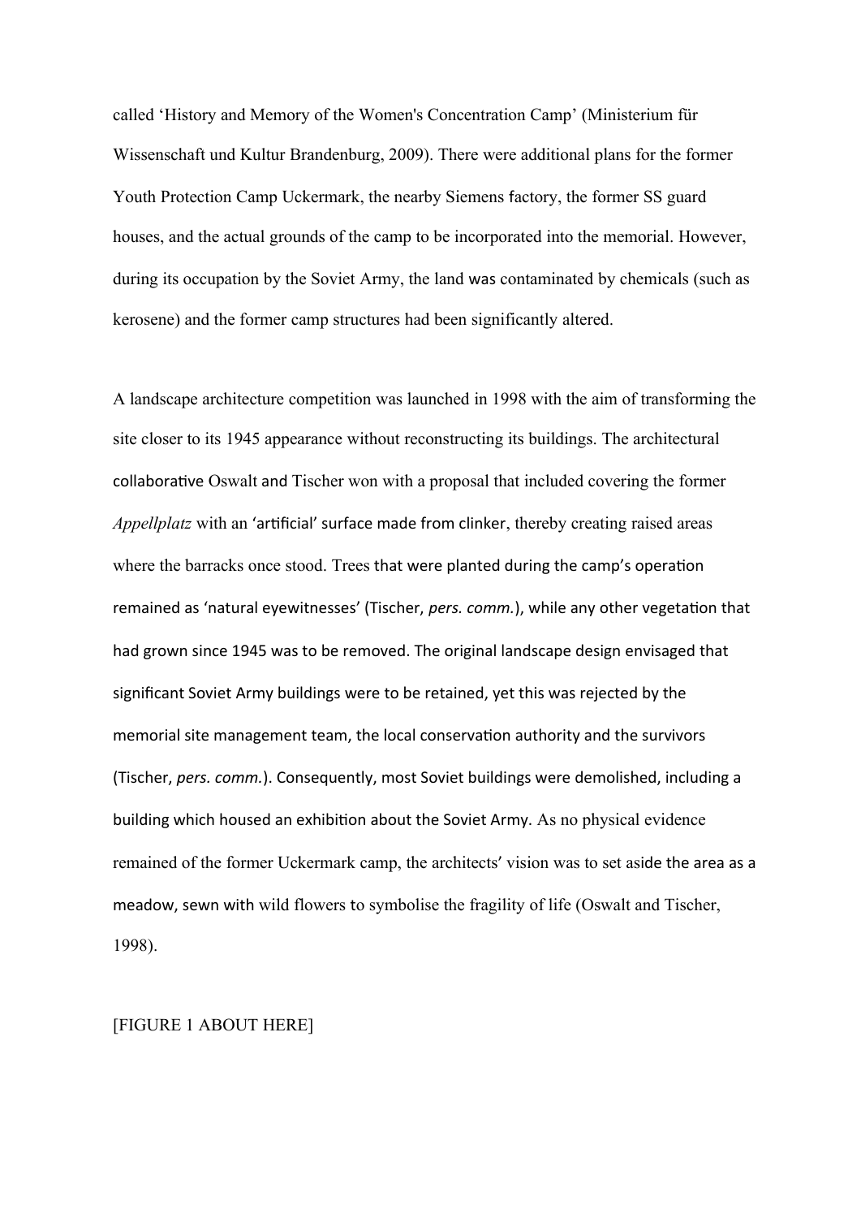called 'History and Memory of the Women's Concentration Camp' (Ministerium für Wissenschaft und Kultur Brandenburg, 2009). There were additional plans for the former Youth Protection Camp Uckermark, the nearby Siemens factory, the former SS guard houses, and the actual grounds of the camp to be incorporated into the memorial. However, during its occupation by the Soviet Army, the land was contaminated by chemicals (such as kerosene) and the former camp structures had been significantly altered.

A landscape architecture competition was launched in 1998 with the aim of transforming the site closer to its 1945 appearance without reconstructing its buildings. The architectural collaborative Oswalt and Tischer won with a proposal that included covering the former *Appellplatz* with an 'artificial' surface made from clinker, thereby creating raised areas where the barracks once stood. Trees that were planted during the camp's operation remained as 'natural eyewitnesses' (Tischer, *pers. comm.*), while any other vegetation that had grown since 1945 was to be removed. The original landscape design envisaged that significant Soviet Army buildings were to be retained, yet this was rejected by the memorial site management team, the local conservation authority and the survivors (Tischer, *pers. comm.*). Consequently, most Soviet buildings were demolished, including a building which housed an exhibition about the Soviet Army. As no physical evidence remained of the former Uckermark camp, the architects' vision was to set aside the area as a meadow, sewn with wild flowers to symbolise the fragility of life (Oswalt and Tischer, 1998).

[FIGURE 1 ABOUT HERE]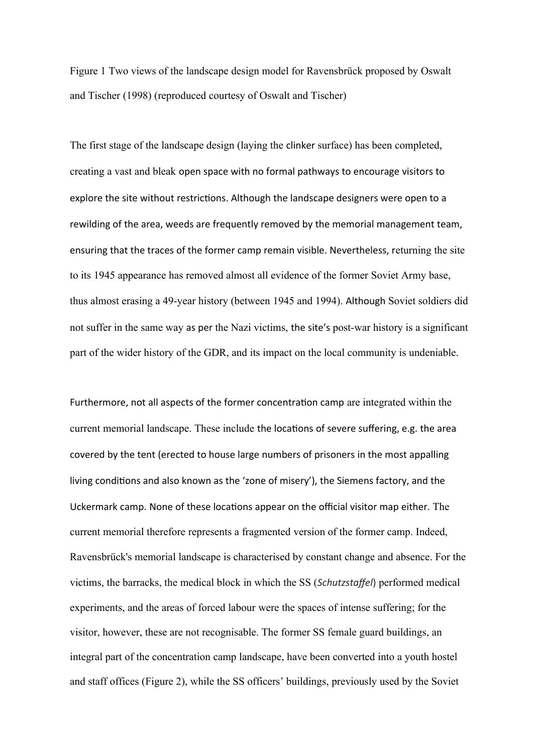Figure 1 Two views of the landscape design model for Ravensbrück proposed by Oswalt and Tischer (1998) (reproduced courtesy of Oswalt and Tischer)

The first stage of the landscape design (laying the clinker surface) has been completed, creating a vast and bleak open space with no formal pathways to encourage visitors to explore the site without restrictions. Although the landscape designers were open to a rewilding of the area, weeds are frequently removed by the memorial management team, ensuring that the traces of the former camp remain visible. Nevertheless, returning the site to its 1945 appearance has removed almost all evidence of the former Soviet Army base, thus almost erasing a 49-year history (between 1945 and 1994). Although Soviet soldiers did not suffer in the same way as per the Nazi victims, the site's post-war history is a significant part of the wider history of the GDR, and its impact on the local community is undeniable.

Furthermore, not all aspects of the former concentration camp are integrated within the current memorial landscape. These include the locations of severe suffering, e.g. the area covered by the tent (erected to house large numbers of prisoners in the most appalling living conditions and also known as the 'zone of misery'), the Siemens factory, and the Uckermark camp. None of these locations appear on the official visitor map either. The current memorial therefore represents a fragmented version of the former camp. Indeed, Ravensbrück's memorial landscape is characterised by constant change and absence. For the victims, the barracks, the medical block in which the SS (*Schutzstaffel*) performed medical experiments, and the areas of forced labour were the spaces of intense suffering; for the visitor, however, these are not recognisable. The former SS female guard buildings, an integral part of the concentration camp landscape, have been converted into a youth hostel and staff offices (Figure 2), while the SS officers' buildings, previously used by the Soviet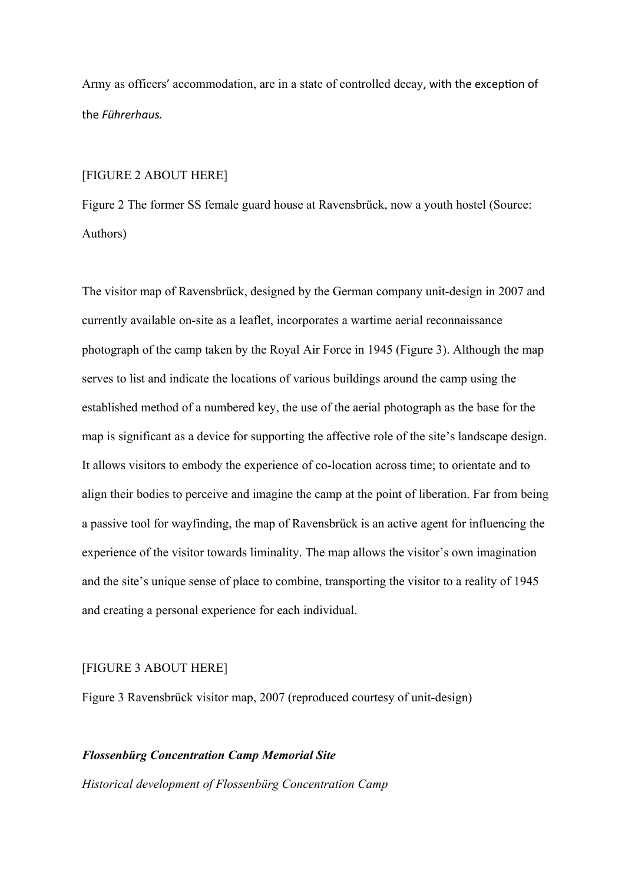Army as officers' accommodation, are in a state of controlled decay, with the exception of the *Führerhaus.*

[FIGURE 2 ABOUT HERE]

Figure 2 The former SS female guard house at Ravensbrück, now a youth hostel (Source: Authors)

The visitor map of Ravensbrück, designed by the German company unit-design in 2007 and currently available on-site as a leaflet, incorporates a wartime aerial reconnaissance photograph of the camp taken by the Royal Air Force in 1945 (Figure 3). Although the map serves to list and indicate the locations of various buildings around the camp using the established method of a numbered key, the use of the aerial photograph as the base for the map is significant as a device for supporting the affective role of the site's landscape design. It allows visitors to embody the experience of co-location across time; to orientate and to align their bodies to perceive and imagine the camp at the point of liberation. Far from being a passive tool for wayfinding, the map of Ravensbrück is an active agent for influencing the experience of the visitor towards liminality. The map allows the visitor's own imagination and the site's unique sense of place to combine, transporting the visitor to a reality of 1945 and creating a personal experience for each individual.

[FIGURE 3 ABOUT HERE]

Figure 3 Ravensbrück visitor map, 2007 (reproduced courtesy of unit-design)

### ***Flossenbürg Concentration Camp Memorial Site***

*Historical development of Flossenbürg Concentration Camp*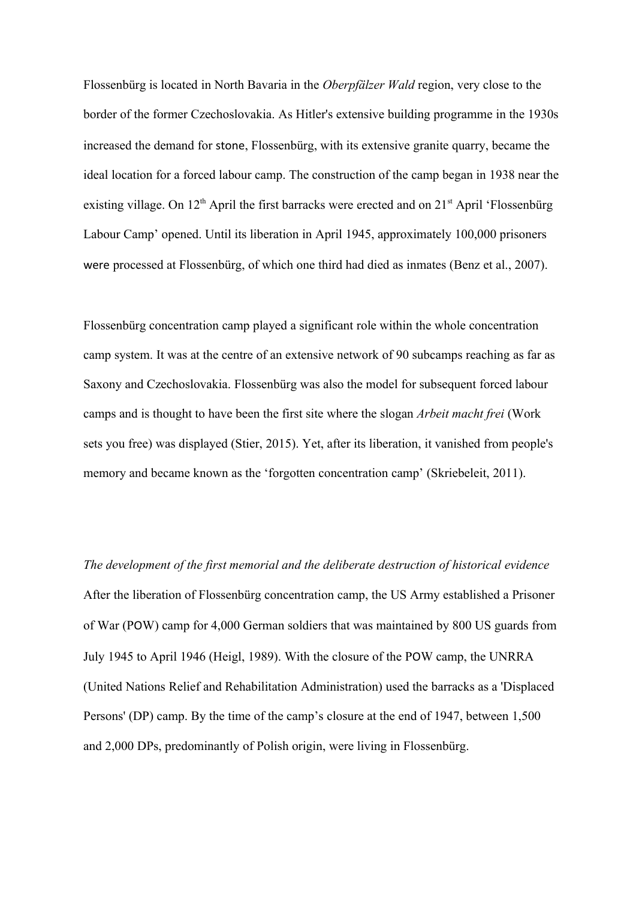Flossenbürg is located in North Bavaria in the *Oberpfälzer Wald* region, very close to the border of the former Czechoslovakia. As Hitler's extensive building programme in the 1930s increased the demand for stone, Flossenbürg, with its extensive granite quarry, became the ideal location for a forced labour camp. The construction of the camp began in 1938 near the existing village. On 12th April the first barracks were erected and on 21st April 'Flossenbürg Labour Camp' opened. Until its liberation in April 1945, approximately 100,000 prisoners were processed at Flossenbürg, of which one third had died as inmates (Benz et al., 2007).

Flossenbürg concentration camp played a significant role within the whole concentration camp system. It was at the centre of an extensive network of 90 subcamps reaching as far as Saxony and Czechoslovakia. Flossenbürg was also the model for subsequent forced labour camps and is thought to have been the first site where the slogan *Arbeit macht frei* (Work sets you free) was displayed (Stier, 2015). Yet, after its liberation, it vanished from people's memory and became known as the 'forgotten concentration camp' (Skriebeleit, 2011).

*The development of the first memorial and the deliberate destruction of historical evidence*

After the liberation of Flossenbürg concentration camp, the US Army established a Prisoner of War (POW) camp for 4,000 German soldiers that was maintained by 800 US guards from July 1945 to April 1946 (Heigl, 1989). With the closure of the POW camp, the UNRRA (United Nations Relief and Rehabilitation Administration) used the barracks as a 'Displaced Persons' (DP) camp. By the time of the camp's closure at the end of 1947, between 1,500 and 2,000 DPs, predominantly of Polish origin, were living in Flossenbürg.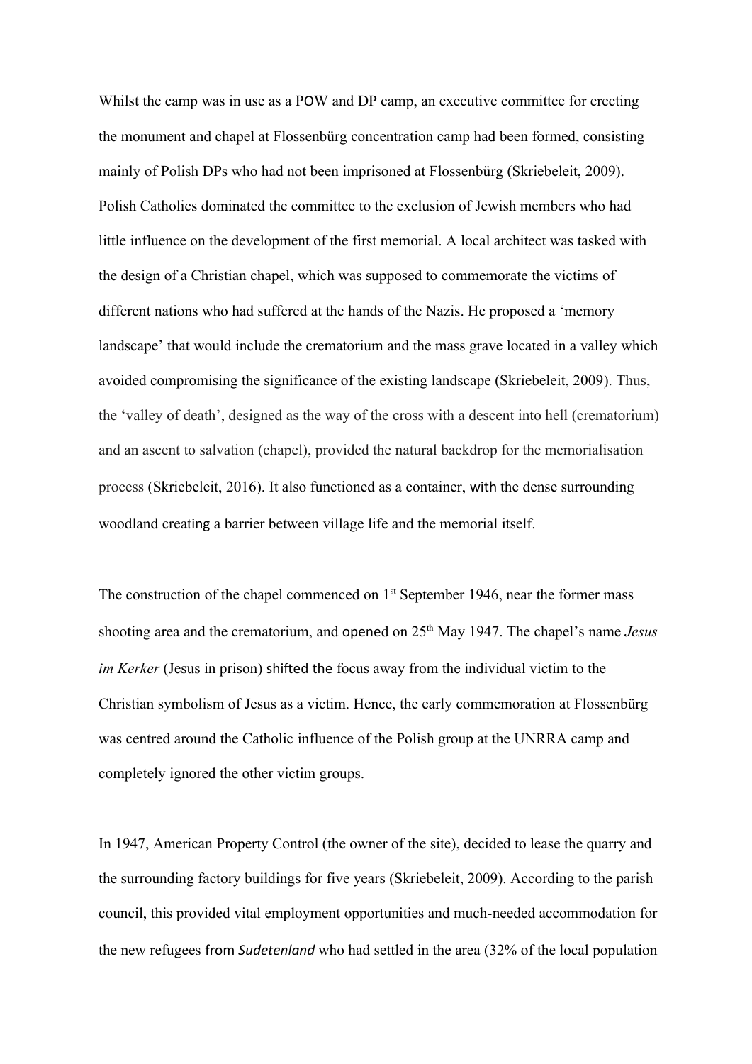Whilst the camp was in use as a POW and DP camp, an executive committee for erecting the monument and chapel at Flossenbürg concentration camp had been formed, consisting mainly of Polish DPs who had not been imprisoned at Flossenbürg (Skriebeleit, 2009). Polish Catholics dominated the committee to the exclusion of Jewish members who had little influence on the development of the first memorial. A local architect was tasked with the design of a Christian chapel, which was supposed to commemorate the victims of different nations who had suffered at the hands of the Nazis. He proposed a 'memory landscape' that would include the crematorium and the mass grave located in a valley which avoided compromising the significance of the existing landscape (Skriebeleit, 2009). Thus, the 'valley of death', designed as the way of the cross with a descent into hell (crematorium) and an ascent to salvation (chapel), provided the natural backdrop for the memorialisation process (Skriebeleit, 2016). It also functioned as a container, with the dense surrounding woodland creating a barrier between village life and the memorial itself.

The construction of the chapel commenced on 1st September 1946, near the former mass shooting area and the crematorium, and opened on 25th May 1947. The chapel's name *Jesus im Kerker* (Jesus in prison) shifted the focus away from the individual victim to the Christian symbolism of Jesus as a victim. Hence, the early commemoration at Flossenbürg was centred around the Catholic influence of the Polish group at the UNRRA camp and completely ignored the other victim groups.

In 1947, American Property Control (the owner of the site), decided to lease the quarry and the surrounding factory buildings for five years (Skriebeleit, 2009). According to the parish council, this provided vital employment opportunities and much-needed accommodation for the new refugees from *Sudetenland* who had settled in the area (32% of the local population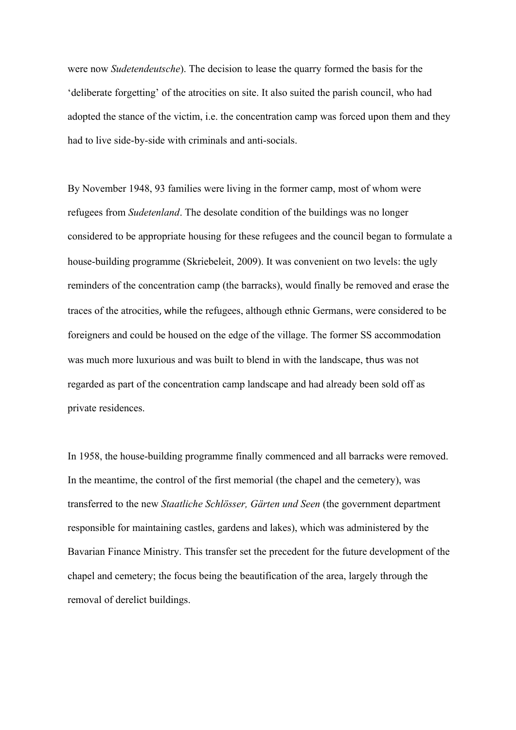were now *Sudetendeutsche*). The decision to lease the quarry formed the basis for the 'deliberate forgetting' of the atrocities on site. It also suited the parish council, who had adopted the stance of the victim, i.e. the concentration camp was forced upon them and they had to live side-by-side with criminals and anti-socials.

By November 1948, 93 families were living in the former camp, most of whom were refugees from *Sudetenland*. The desolate condition of the buildings was no longer considered to be appropriate housing for these refugees and the council began to formulate a house-building programme (Skriebeleit, 2009). It was convenient on two levels: the ugly reminders of the concentration camp (the barracks), would finally be removed and erase the traces of the atrocities, while the refugees, although ethnic Germans, were considered to be foreigners and could be housed on the edge of the village. The former SS accommodation was much more luxurious and was built to blend in with the landscape, thus was not regarded as part of the concentration camp landscape and had already been sold off as private residences.

In 1958, the house-building programme finally commenced and all barracks were removed. In the meantime, the control of the first memorial (the chapel and the cemetery), was transferred to the new *Staatliche Schlösser, Gärten und Seen* (the government department responsible for maintaining castles, gardens and lakes), which was administered by the Bavarian Finance Ministry. This transfer set the precedent for the future development of the chapel and cemetery; the focus being the beautification of the area, largely through the removal of derelict buildings.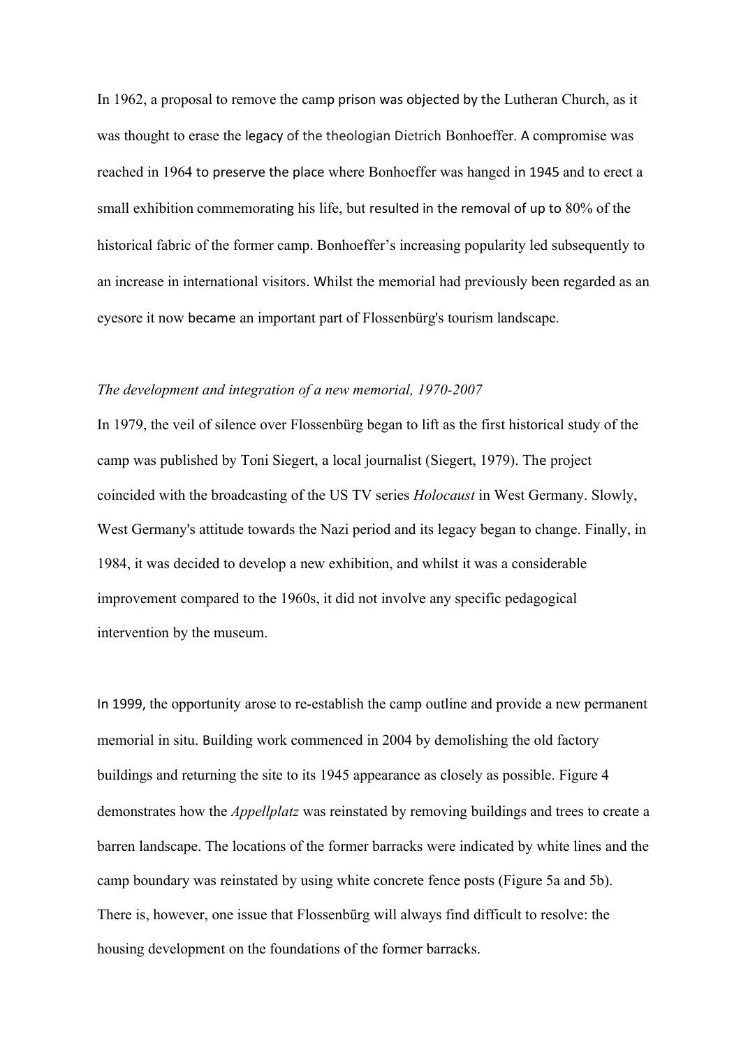In 1962, a proposal to remove the camp prison was objected by the Lutheran Church, as it was thought to erase the legacy of the theologian Dietrich Bonhoeffer. A compromise was reached in 1964 to preserve the place where Bonhoeffer was hanged in 1945 and to erect a small exhibition commemorating his life, but resulted in the removal of up to 80% of the historical fabric of the former camp. Bonhoeffer's increasing popularity led subsequently to an increase in international visitors. Whilst the memorial had previously been regarded as an eyesore it now became an important part of Flossenbürg's tourism landscape.

*The development and integration of a new memorial, 1970-2007*

In 1979, the veil of silence over Flossenbürg began to lift as the first historical study of the camp was published by Toni Siegert, a local journalist (Siegert, 1979). The project coincided with the broadcasting of the US TV series *Holocaust* in West Germany. Slowly, West Germany's attitude towards the Nazi period and its legacy began to change. Finally, in 1984, it was decided to develop a new exhibition, and whilst it was a considerable improvement compared to the 1960s, it did not involve any specific pedagogical intervention by the museum.

In 1999, the opportunity arose to re-establish the camp outline and provide a new permanent memorial in situ. Building work commenced in 2004 by demolishing the old factory buildings and returning the site to its 1945 appearance as closely as possible. Figure 4 demonstrates how the *Appellplatz* was reinstated by removing buildings and trees to create a barren landscape. The locations of the former barracks were indicated by white lines and the camp boundary was reinstated by using white concrete fence posts (Figure 5a and 5b). There is, however, one issue that Flossenbürg will always find difficult to resolve: the housing development on the foundations of the former barracks.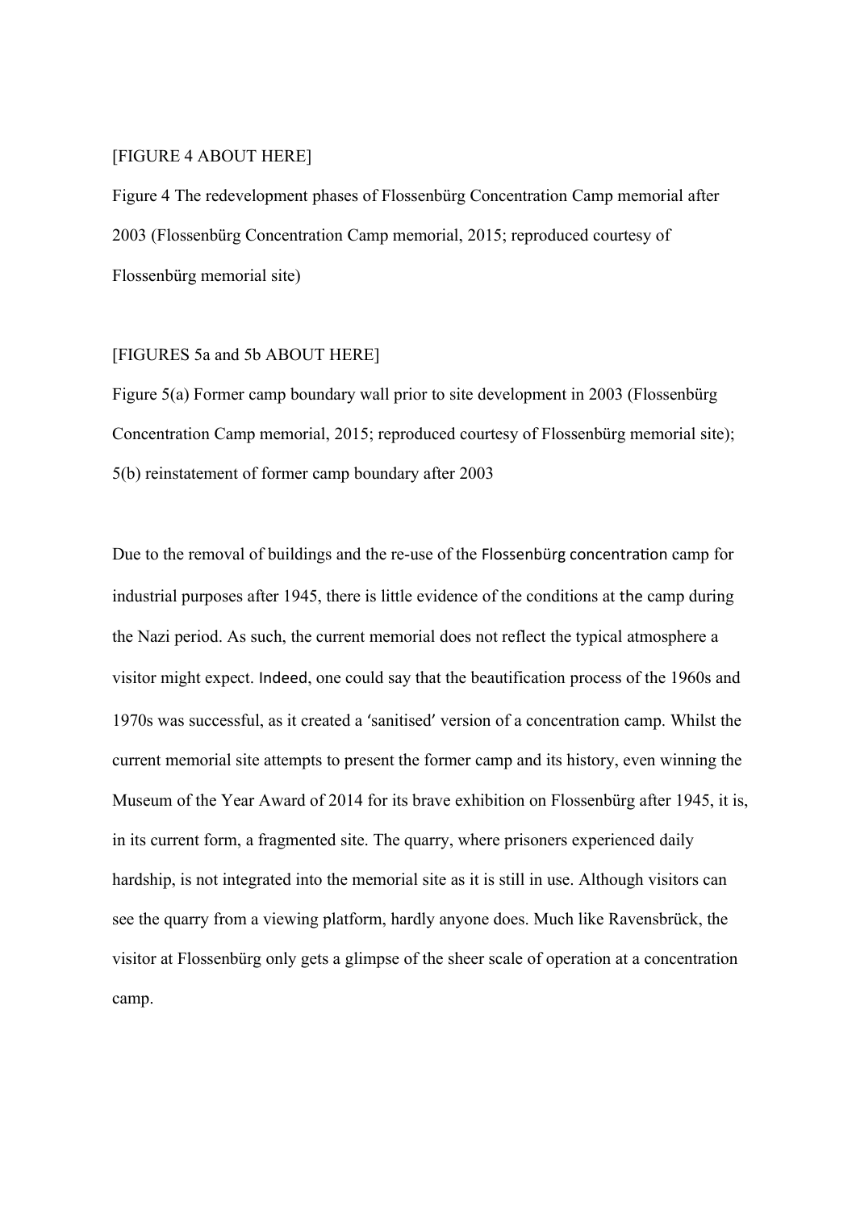[FIGURE 4 ABOUT HERE]

Figure 4 The redevelopment phases of Flossenbürg Concentration Camp memorial after 2003 (Flossenbürg Concentration Camp memorial, 2015; reproduced courtesy of Flossenbürg memorial site)

[FIGURES 5a and 5b ABOUT HERE]

Figure 5(a) Former camp boundary wall prior to site development in 2003 (Flossenbürg Concentration Camp memorial, 2015; reproduced courtesy of Flossenbürg memorial site); 5(b) reinstatement of former camp boundary after 2003

Due to the removal of buildings and the re-use of the Flossenbürg concentration camp for industrial purposes after 1945, there is little evidence of the conditions at the camp during the Nazi period. As such, the current memorial does not reflect the typical atmosphere a visitor might expect. Indeed, one could say that the beautification process of the 1960s and 1970s was successful, as it created a 'sanitised' version of a concentration camp. Whilst the current memorial site attempts to present the former camp and its history, even winning the Museum of the Year Award of 2014 for its brave exhibition on Flossenbürg after 1945, it is, in its current form, a fragmented site. The quarry, where prisoners experienced daily hardship, is not integrated into the memorial site as it is still in use. Although visitors can see the quarry from a viewing platform, hardly anyone does. Much like Ravensbrück, the visitor at Flossenbürg only gets a glimpse of the sheer scale of operation at a concentration camp.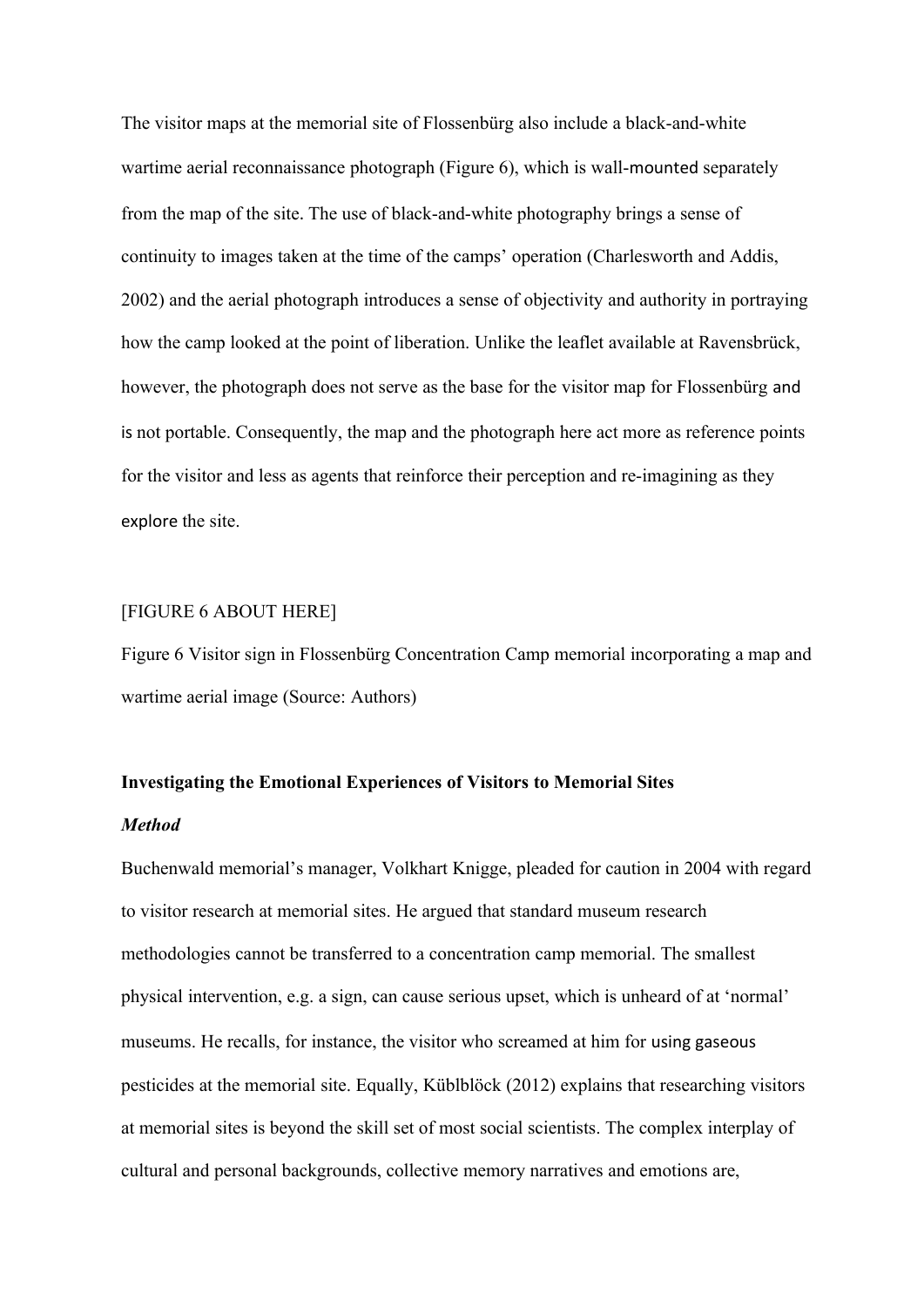The visitor maps at the memorial site of Flossenbürg also include a black-and-white wartime aerial reconnaissance photograph (Figure 6), which is wall-mounted separately from the map of the site. The use of black-and-white photography brings a sense of continuity to images taken at the time of the camps' operation (Charlesworth and Addis, 2002) and the aerial photograph introduces a sense of objectivity and authority in portraying how the camp looked at the point of liberation. Unlike the leaflet available at Ravensbrück, however, the photograph does not serve as the base for the visitor map for Flossenbürg and is not portable. Consequently, the map and the photograph here act more as reference points for the visitor and less as agents that reinforce their perception and re-imagining as they explore the site.

[FIGURE 6 ABOUT HERE]

Figure 6 Visitor sign in Flossenbürg Concentration Camp memorial incorporating a map and wartime aerial image (Source: Authors)

**Investigating the Emotional Experiences of Visitors to Memorial Sites**

***Method***

Buchenwald memorial's manager, Volkhart Knigge, pleaded for caution in 2004 with regard to visitor research at memorial sites. He argued that standard museum research methodologies cannot be transferred to a concentration camp memorial. The smallest physical intervention, e.g. a sign, can cause serious upset, which is unheard of at 'normal' museums. He recalls, for instance, the visitor who screamed at him for using gaseous pesticides at the memorial site. Equally, Küblböck (2012) explains that researching visitors at memorial sites is beyond the skill set of most social scientists. The complex interplay of cultural and personal backgrounds, collective memory narratives and emotions are,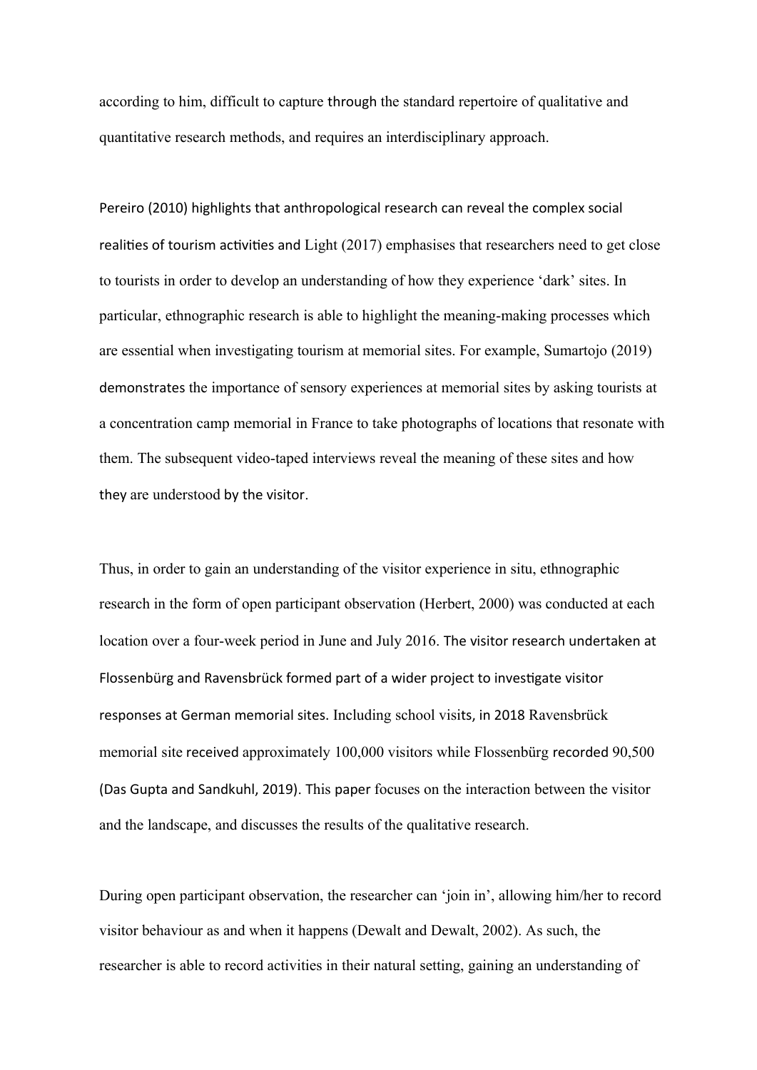according to him, difficult to capture through the standard repertoire of qualitative and quantitative research methods, and requires an interdisciplinary approach.

Pereiro (2010) highlights that anthropological research can reveal the complex social realities of tourism activities and Light (2017) emphasises that researchers need to get close to tourists in order to develop an understanding of how they experience 'dark' sites. In particular, ethnographic research is able to highlight the meaning-making processes which are essential when investigating tourism at memorial sites. For example, Sumartojo (2019) demonstrates the importance of sensory experiences at memorial sites by asking tourists at a concentration camp memorial in France to take photographs of locations that resonate with them. The subsequent video-taped interviews reveal the meaning of these sites and how they are understood by the visitor.

Thus, in order to gain an understanding of the visitor experience in situ, ethnographic research in the form of open participant observation (Herbert, 2000) was conducted at each location over a four-week period in June and July 2016. The visitor research undertaken at Flossenbürg and Ravensbrück formed part of a wider project to investigate visitor responses at German memorial sites. Including school visits, in 2018 Ravensbrück memorial site received approximately 100,000 visitors while Flossenbürg recorded 90,500 (Das Gupta and Sandkuhl, 2019). This paper focuses on the interaction between the visitor and the landscape, and discusses the results of the qualitative research.

During open participant observation, the researcher can 'join in', allowing him/her to record visitor behaviour as and when it happens (Dewalt and Dewalt, 2002). As such, the researcher is able to record activities in their natural setting, gaining an understanding of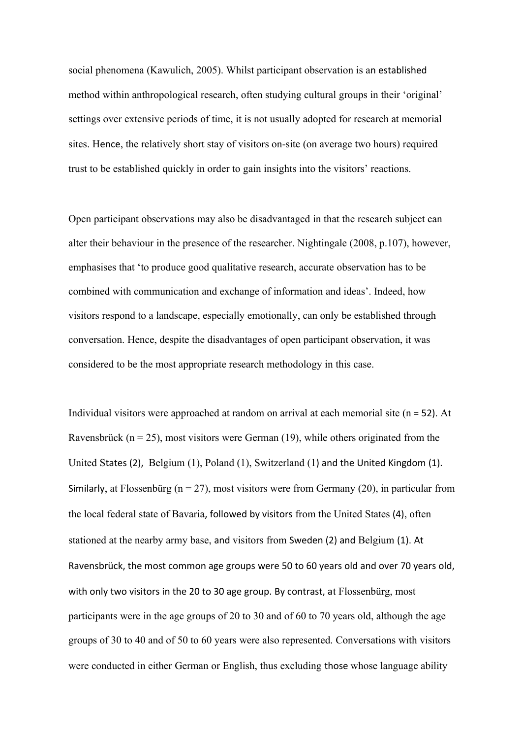social phenomena (Kawulich, 2005). Whilst participant observation is an established method within anthropological research, often studying cultural groups in their 'original' settings over extensive periods of time, it is not usually adopted for research at memorial sites. Hence, the relatively short stay of visitors on-site (on average two hours) required trust to be established quickly in order to gain insights into the visitors' reactions.

Open participant observations may also be disadvantaged in that the research subject can alter their behaviour in the presence of the researcher. Nightingale (2008, p.107), however, emphasises that 'to produce good qualitative research, accurate observation has to be combined with communication and exchange of information and ideas'. Indeed, how visitors respond to a landscape, especially emotionally, can only be established through conversation. Hence, despite the disadvantages of open participant observation, it was considered to be the most appropriate research methodology in this case.

Individual visitors were approached at random on arrival at each memorial site (n = 52). At Ravensbrück (n = 25), most visitors were German (19), while others originated from the United States (2), Belgium (1), Poland (1), Switzerland (1) and the United Kingdom (1). Similarly, at Flossenbürg (n = 27), most visitors were from Germany (20), in particular from the local federal state of Bavaria, followed by visitors from the United States (4), often stationed at the nearby army base, and visitors from Sweden (2) and Belgium (1). At Ravensbrück, the most common age groups were 50 to 60 years old and over 70 years old, with only two visitors in the 20 to 30 age group. By contrast, at Flossenbürg, most participants were in the age groups of 20 to 30 and of 60 to 70 years old, although the age groups of 30 to 40 and of 50 to 60 years were also represented. Conversations with visitors were conducted in either German or English, thus excluding those whose language ability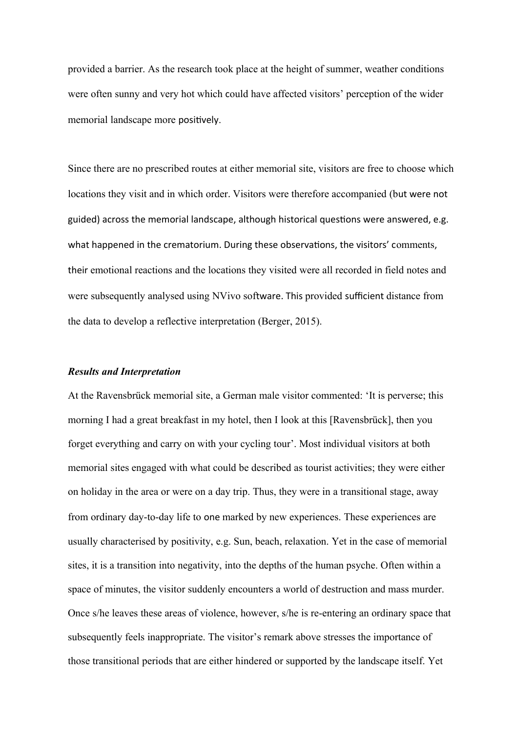provided a barrier. As the research took place at the height of summer, weather conditions were often sunny and very hot which could have affected visitors' perception of the wider memorial landscape more positively.

Since there are no prescribed routes at either memorial site, visitors are free to choose which locations they visit and in which order. Visitors were therefore accompanied (but were not guided) across the memorial landscape, although historical questions were answered, e.g. what happened in the crematorium. During these observations, the visitors' comments, their emotional reactions and the locations they visited were all recorded in field notes and were subsequently analysed using NVivo software. This provided sufficient distance from the data to develop a reflective interpretation (Berger, 2015).

***Results and Interpretation***

At the Ravensbrück memorial site, a German male visitor commented: 'It is perverse; this morning I had a great breakfast in my hotel, then I look at this [Ravensbrück], then you forget everything and carry on with your cycling tour'. Most individual visitors at both memorial sites engaged with what could be described as tourist activities; they were either on holiday in the area or were on a day trip. Thus, they were in a transitional stage, away from ordinary day-to-day life to one marked by new experiences. These experiences are usually characterised by positivity, e.g. Sun, beach, relaxation. Yet in the case of memorial sites, it is a transition into negativity, into the depths of the human psyche. Often within a space of minutes, the visitor suddenly encounters a world of destruction and mass murder. Once s/he leaves these areas of violence, however, s/he is re-entering an ordinary space that subsequently feels inappropriate. The visitor's remark above stresses the importance of those transitional periods that are either hindered or supported by the landscape itself. Yet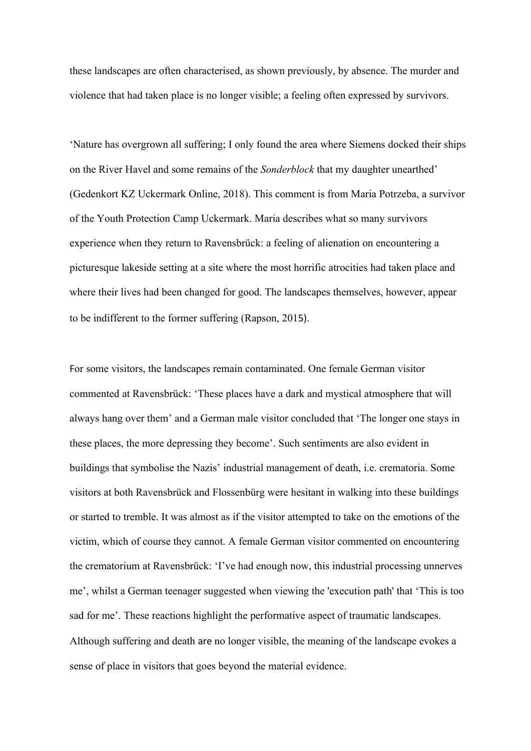these landscapes are often characterised, as shown previously, by absence. The murder and violence that had taken place is no longer visible; a feeling often expressed by survivors.

'Nature has overgrown all suffering; I only found the area where Siemens docked their ships on the River Havel and some remains of the *Sonderblock* that my daughter unearthed' (Gedenkort KZ Uckermark Online, 2018). This comment is from Maria Potrzeba, a survivor of the Youth Protection Camp Uckermark. Maria describes what so many survivors experience when they return to Ravensbrück: a feeling of alienation on encountering a picturesque lakeside setting at a site where the most horrific atrocities had taken place and where their lives had been changed for good. The landscapes themselves, however, appear to be indifferent to the former suffering (Rapson, 2015).

For some visitors, the landscapes remain contaminated. One female German visitor commented at Ravensbrück: 'These places have a dark and mystical atmosphere that will always hang over them' and a German male visitor concluded that 'The longer one stays in these places, the more depressing they become'. Such sentiments are also evident in buildings that symbolise the Nazis' industrial management of death, i.e. crematoria. Some visitors at both Ravensbrück and Flossenbürg were hesitant in walking into these buildings or started to tremble. It was almost as if the visitor attempted to take on the emotions of the victim, which of course they cannot. A female German visitor commented on encountering the crematorium at Ravensbrück: 'I've had enough now, this industrial processing unnerves me', whilst a German teenager suggested when viewing the 'execution path' that 'This is too sad for me'. These reactions highlight the performative aspect of traumatic landscapes. Although suffering and death are no longer visible, the meaning of the landscape evokes a sense of place in visitors that goes beyond the material evidence.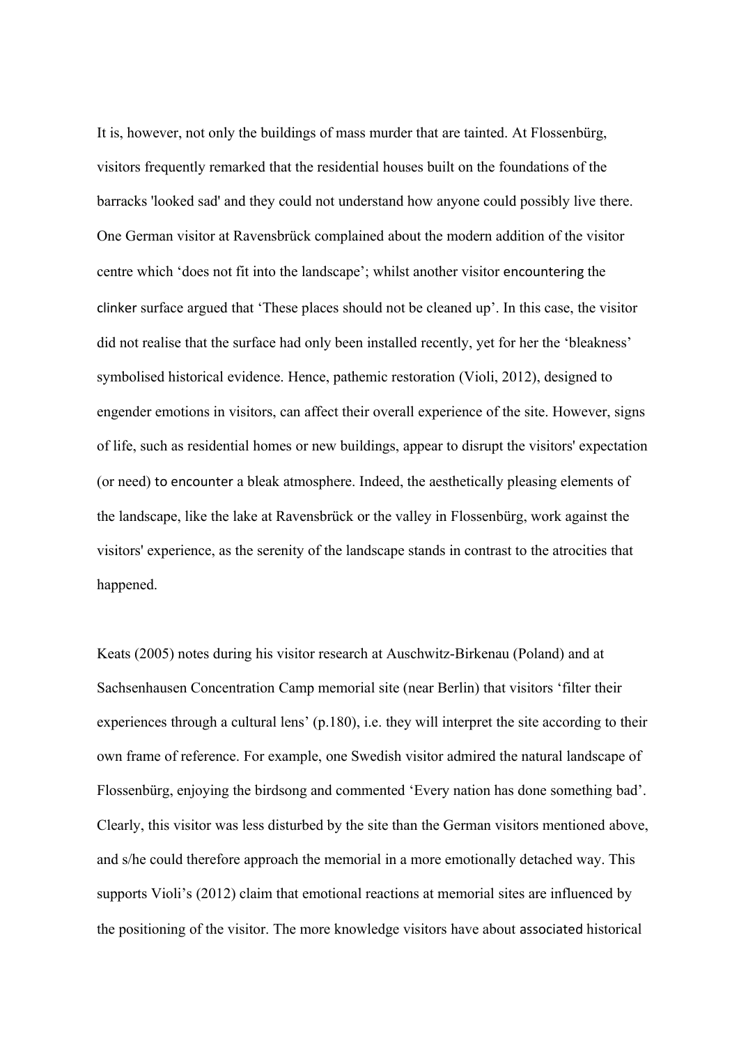It is, however, not only the buildings of mass murder that are tainted. At Flossenbürg, visitors frequently remarked that the residential houses built on the foundations of the barracks 'looked sad' and they could not understand how anyone could possibly live there. One German visitor at Ravensbrück complained about the modern addition of the visitor centre which 'does not fit into the landscape'; whilst another visitor encountering the clinker surface argued that 'These places should not be cleaned up'. In this case, the visitor did not realise that the surface had only been installed recently, yet for her the 'bleakness' symbolised historical evidence. Hence, pathemic restoration (Violi, 2012), designed to engender emotions in visitors, can affect their overall experience of the site. However, signs of life, such as residential homes or new buildings, appear to disrupt the visitors' expectation (or need) to encounter a bleak atmosphere. Indeed, the aesthetically pleasing elements of the landscape, like the lake at Ravensbrück or the valley in Flossenbürg, work against the visitors' experience, as the serenity of the landscape stands in contrast to the atrocities that happened.

Keats (2005) notes during his visitor research at Auschwitz-Birkenau (Poland) and at Sachsenhausen Concentration Camp memorial site (near Berlin) that visitors 'filter their experiences through a cultural lens' (p.180), i.e. they will interpret the site according to their own frame of reference. For example, one Swedish visitor admired the natural landscape of Flossenbürg, enjoying the birdsong and commented 'Every nation has done something bad'. Clearly, this visitor was less disturbed by the site than the German visitors mentioned above, and s/he could therefore approach the memorial in a more emotionally detached way. This supports Violi's (2012) claim that emotional reactions at memorial sites are influenced by the positioning of the visitor. The more knowledge visitors have about associated historical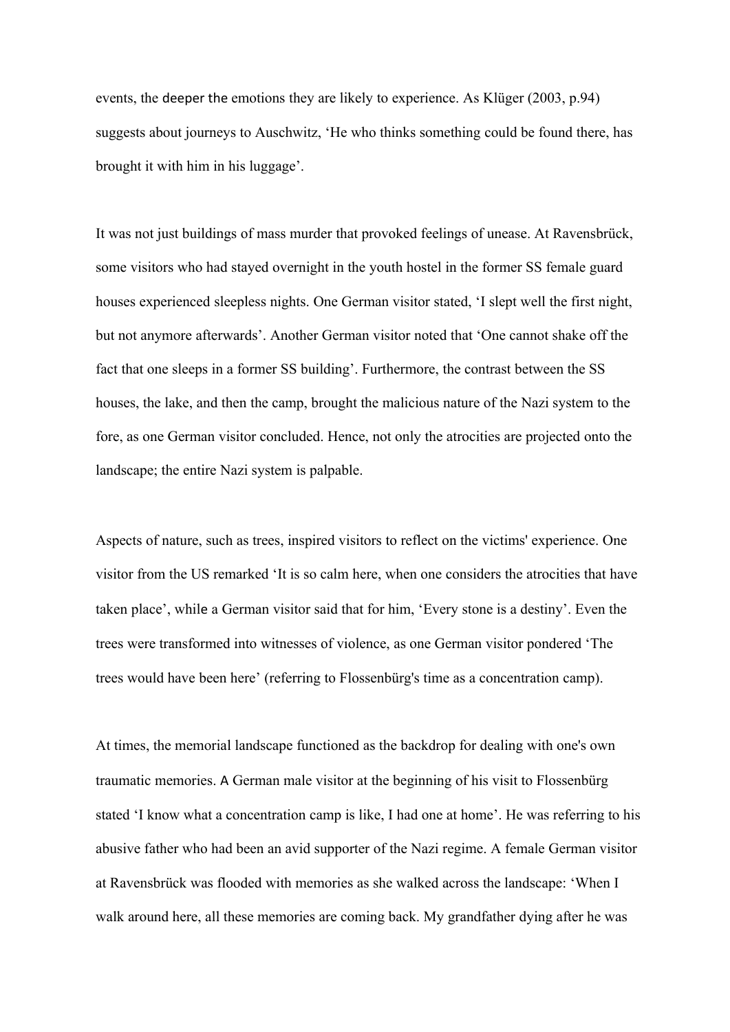events, the deeper the emotions they are likely to experience. As Klüger (2003, p.94) suggests about journeys to Auschwitz, 'He who thinks something could be found there, has brought it with him in his luggage'.

It was not just buildings of mass murder that provoked feelings of unease. At Ravensbrück, some visitors who had stayed overnight in the youth hostel in the former SS female guard houses experienced sleepless nights. One German visitor stated, 'I slept well the first night, but not anymore afterwards'. Another German visitor noted that 'One cannot shake off the fact that one sleeps in a former SS building'. Furthermore, the contrast between the SS houses, the lake, and then the camp, brought the malicious nature of the Nazi system to the fore, as one German visitor concluded. Hence, not only the atrocities are projected onto the landscape; the entire Nazi system is palpable.

Aspects of nature, such as trees, inspired visitors to reflect on the victims' experience. One visitor from the US remarked 'It is so calm here, when one considers the atrocities that have taken place', while a German visitor said that for him, 'Every stone is a destiny'. Even the trees were transformed into witnesses of violence, as one German visitor pondered 'The trees would have been here' (referring to Flossenbürg's time as a concentration camp).

At times, the memorial landscape functioned as the backdrop for dealing with one's own traumatic memories. A German male visitor at the beginning of his visit to Flossenbürg stated 'I know what a concentration camp is like, I had one at home'. He was referring to his abusive father who had been an avid supporter of the Nazi regime. A female German visitor at Ravensbrück was flooded with memories as she walked across the landscape: 'When I walk around here, all these memories are coming back. My grandfather dying after he was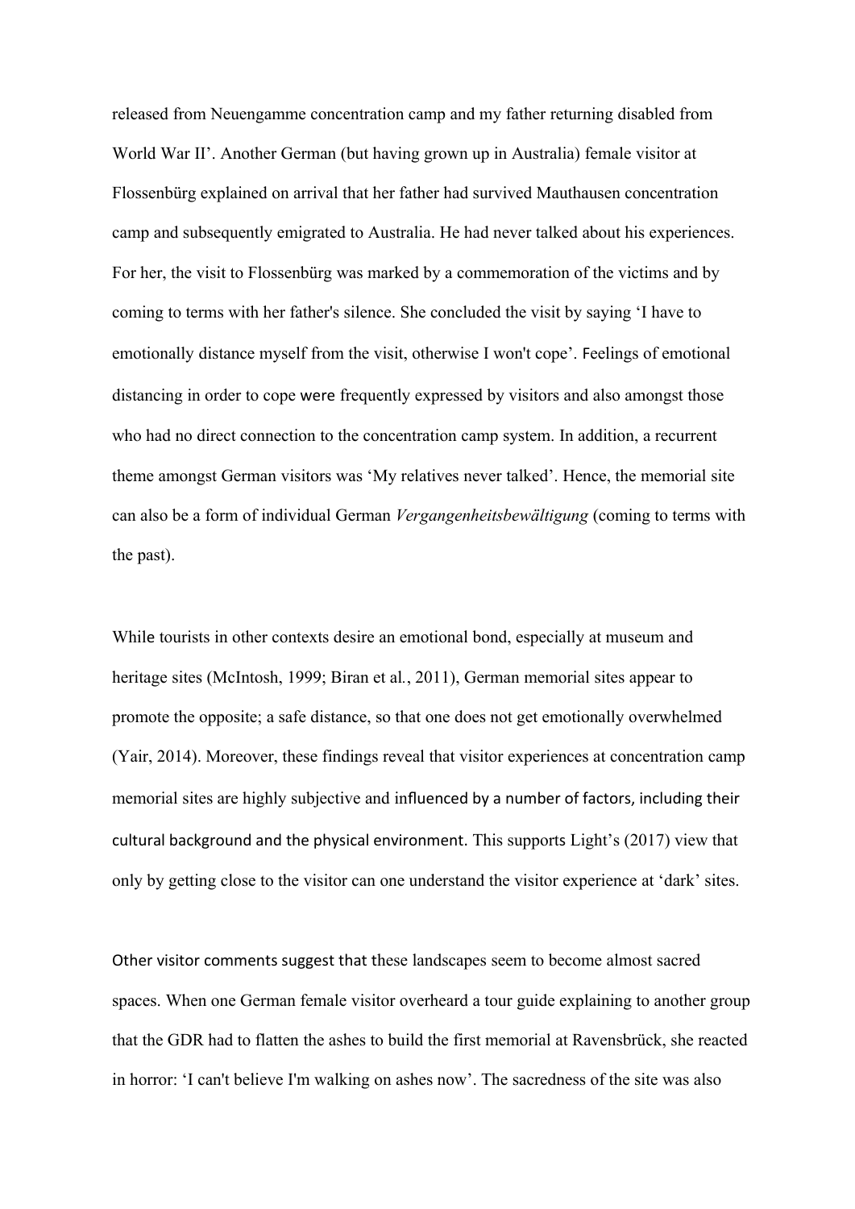released from Neuengamme concentration camp and my father returning disabled from World War II'. Another German (but having grown up in Australia) female visitor at Flossenbürg explained on arrival that her father had survived Mauthausen concentration camp and subsequently emigrated to Australia. He had never talked about his experiences. For her, the visit to Flossenbürg was marked by a commemoration of the victims and by coming to terms with her father's silence. She concluded the visit by saying 'I have to emotionally distance myself from the visit, otherwise I won't cope'. Feelings of emotional distancing in order to cope were frequently expressed by visitors and also amongst those who had no direct connection to the concentration camp system. In addition, a recurrent theme amongst German visitors was 'My relatives never talked'. Hence, the memorial site can also be a form of individual German *Vergangenheitsbewältigung* (coming to terms with the past).

While tourists in other contexts desire an emotional bond, especially at museum and heritage sites (McIntosh, 1999; Biran et al., 2011), German memorial sites appear to promote the opposite; a safe distance, so that one does not get emotionally overwhelmed (Yair, 2014). Moreover, these findings reveal that visitor experiences at concentration camp memorial sites are highly subjective and influenced by a number of factors, including their cultural background and the physical environment. This supports Light's (2017) view that only by getting close to the visitor can one understand the visitor experience at 'dark' sites.

Other visitor comments suggest that these landscapes seem to become almost sacred spaces. When one German female visitor overheard a tour guide explaining to another group that the GDR had to flatten the ashes to build the first memorial at Ravensbrück, she reacted in horror: 'I can't believe I'm walking on ashes now'. The sacredness of the site was also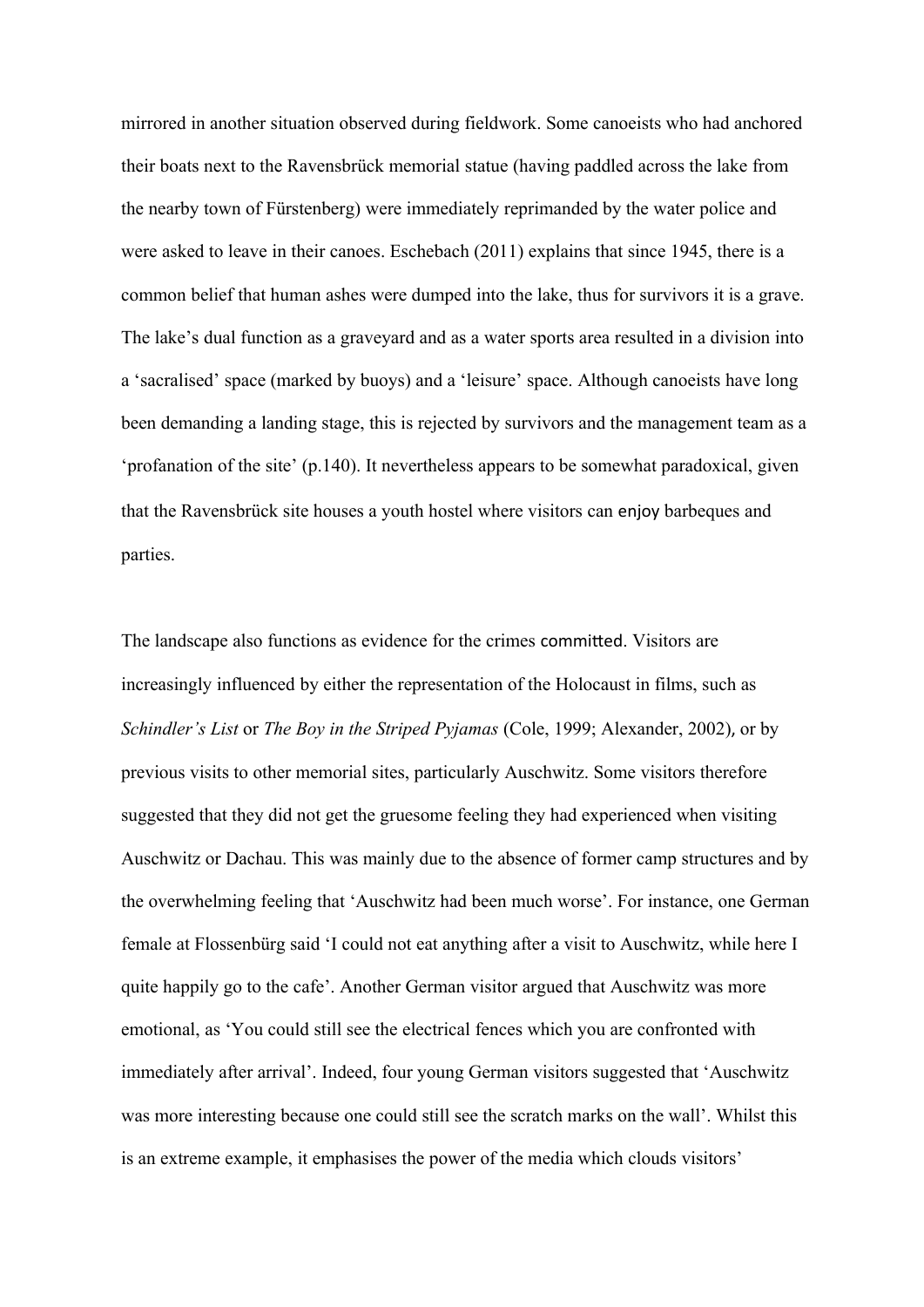mirrored in another situation observed during fieldwork. Some canoeists who had anchored their boats next to the Ravensbrück memorial statue (having paddled across the lake from the nearby town of Fürstenberg) were immediately reprimanded by the water police and were asked to leave in their canoes. Eschebach (2011) explains that since 1945, there is a common belief that human ashes were dumped into the lake, thus for survivors it is a grave. The lake's dual function as a graveyard and as a water sports area resulted in a division into a 'sacralised' space (marked by buoys) and a 'leisure' space. Although canoeists have long been demanding a landing stage, this is rejected by survivors and the management team as a 'profanation of the site' (p.140). It nevertheless appears to be somewhat paradoxical, given that the Ravensbrück site houses a youth hostel where visitors can enjoy barbeques and parties.

The landscape also functions as evidence for the crimes committed. Visitors are increasingly influenced by either the representation of the Holocaust in films, such as *Schindler's List* or *The Boy in the Striped Pyjamas* (Cole, 1999; Alexander, 2002), or by previous visits to other memorial sites, particularly Auschwitz. Some visitors therefore suggested that they did not get the gruesome feeling they had experienced when visiting Auschwitz or Dachau. This was mainly due to the absence of former camp structures and by the overwhelming feeling that 'Auschwitz had been much worse'. For instance, one German female at Flossenbürg said 'I could not eat anything after a visit to Auschwitz, while here I quite happily go to the cafe'. Another German visitor argued that Auschwitz was more emotional, as 'You could still see the electrical fences which you are confronted with immediately after arrival'. Indeed, four young German visitors suggested that 'Auschwitz was more interesting because one could still see the scratch marks on the wall'. Whilst this is an extreme example, it emphasises the power of the media which clouds visitors'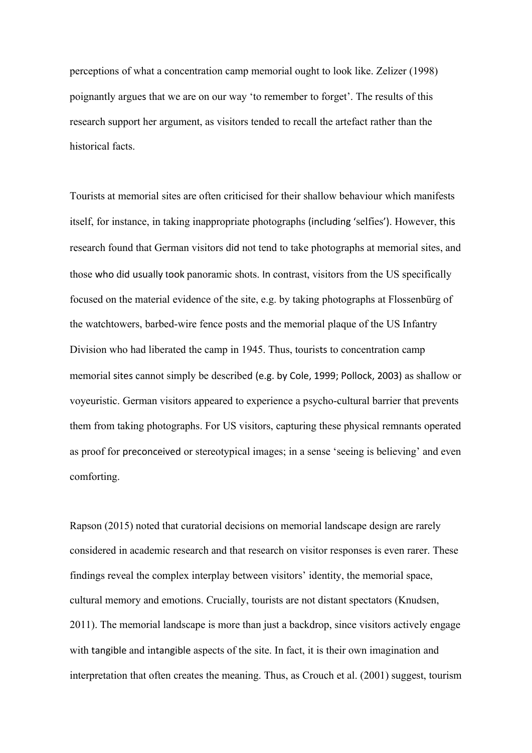perceptions of what a concentration camp memorial ought to look like. Zelizer (1998) poignantly argues that we are on our way 'to remember to forget'. The results of this research support her argument, as visitors tended to recall the artefact rather than the historical facts.

Tourists at memorial sites are often criticised for their shallow behaviour which manifests itself, for instance, in taking inappropriate photographs (including 'selfies'). However, this research found that German visitors did not tend to take photographs at memorial sites, and those who did usually took panoramic shots. In contrast, visitors from the US specifically focused on the material evidence of the site, e.g. by taking photographs at Flossenbürg of the watchtowers, barbed-wire fence posts and the memorial plaque of the US Infantry Division who had liberated the camp in 1945. Thus, tourists to concentration camp memorial sites cannot simply be described (e.g. by Cole, 1999; Pollock, 2003) as shallow or voyeuristic. German visitors appeared to experience a psycho-cultural barrier that prevents them from taking photographs. For US visitors, capturing these physical remnants operated as proof for preconceived or stereotypical images; in a sense 'seeing is believing' and even comforting.

Rapson (2015) noted that curatorial decisions on memorial landscape design are rarely considered in academic research and that research on visitor responses is even rarer. These findings reveal the complex interplay between visitors' identity, the memorial space, cultural memory and emotions. Crucially, tourists are not distant spectators (Knudsen, 2011). The memorial landscape is more than just a backdrop, since visitors actively engage with tangible and intangible aspects of the site. In fact, it is their own imagination and interpretation that often creates the meaning. Thus, as Crouch et al. (2001) suggest, tourism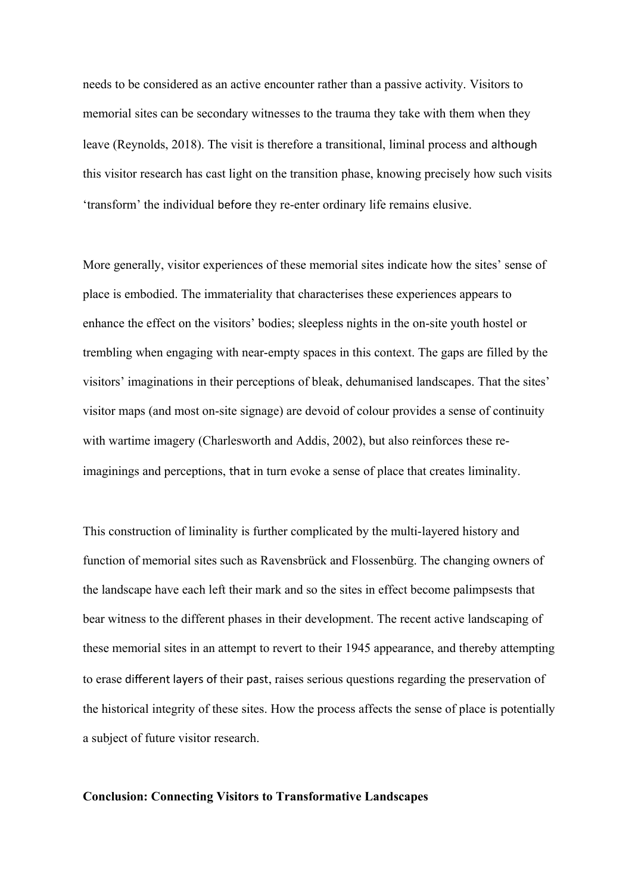needs to be considered as an active encounter rather than a passive activity. Visitors to memorial sites can be secondary witnesses to the trauma they take with them when they leave (Reynolds, 2018). The visit is therefore a transitional, liminal process and although this visitor research has cast light on the transition phase, knowing precisely how such visits 'transform' the individual before they re-enter ordinary life remains elusive.

More generally, visitor experiences of these memorial sites indicate how the sites' sense of place is embodied. The immateriality that characterises these experiences appears to enhance the effect on the visitors' bodies; sleepless nights in the on-site youth hostel or trembling when engaging with near-empty spaces in this context. The gaps are filled by the visitors' imaginations in their perceptions of bleak, dehumanised landscapes. That the sites' visitor maps (and most on-site signage) are devoid of colour provides a sense of continuity with wartime imagery (Charlesworth and Addis, 2002), but also reinforces these re-imaginings and perceptions, that in turn evoke a sense of place that creates liminality.

This construction of liminality is further complicated by the multi-layered history and function of memorial sites such as Ravensbrück and Flossenbürg. The changing owners of the landscape have each left their mark and so the sites in effect become palimpsests that bear witness to the different phases in their development. The recent active landscaping of these memorial sites in an attempt to revert to their 1945 appearance, and thereby attempting to erase different layers of their past, raises serious questions regarding the preservation of the historical integrity of these sites. How the process affects the sense of place is potentially a subject of future visitor research.

**Conclusion: Connecting Visitors to Transformative Landscapes**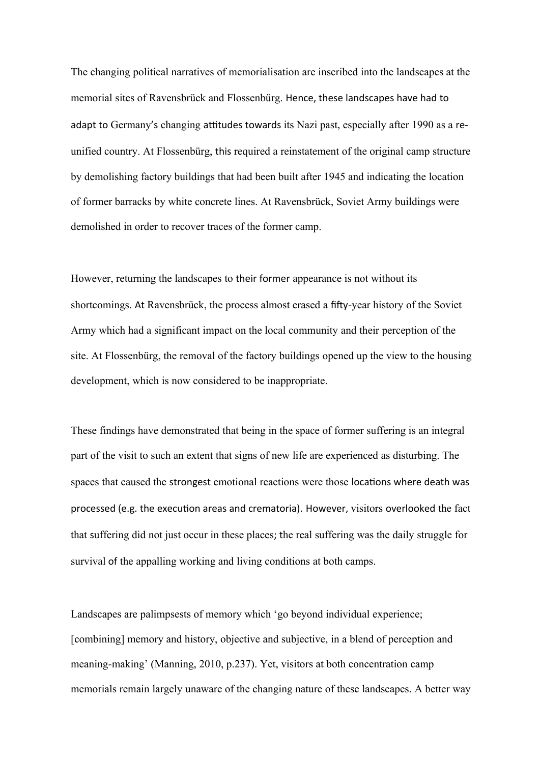The changing political narratives of memorialisation are inscribed into the landscapes at the memorial sites of Ravensbrück and Flossenbürg. Hence, these landscapes have had to adapt to Germany's changing attitudes towards its Nazi past, especially after 1990 as a re-unified country. At Flossenbürg, this required a reinstatement of the original camp structure by demolishing factory buildings that had been built after 1945 and indicating the location of former barracks by white concrete lines. At Ravensbrück, Soviet Army buildings were demolished in order to recover traces of the former camp.

However, returning the landscapes to their former appearance is not without its shortcomings. At Ravensbrück, the process almost erased a fifty-year history of the Soviet Army which had a significant impact on the local community and their perception of the site. At Flossenbürg, the removal of the factory buildings opened up the view to the housing development, which is now considered to be inappropriate.

These findings have demonstrated that being in the space of former suffering is an integral part of the visit to such an extent that signs of new life are experienced as disturbing. The spaces that caused the strongest emotional reactions were those locations where death was processed (e.g. the execution areas and crematoria). However, visitors overlooked the fact that suffering did not just occur in these places; the real suffering was the daily struggle for survival of the appalling working and living conditions at both camps.

Landscapes are palimpsests of memory which 'go beyond individual experience; [combining] memory and history, objective and subjective, in a blend of perception and meaning-making' (Manning, 2010, p.237). Yet, visitors at both concentration camp memorials remain largely unaware of the changing nature of these landscapes. A better way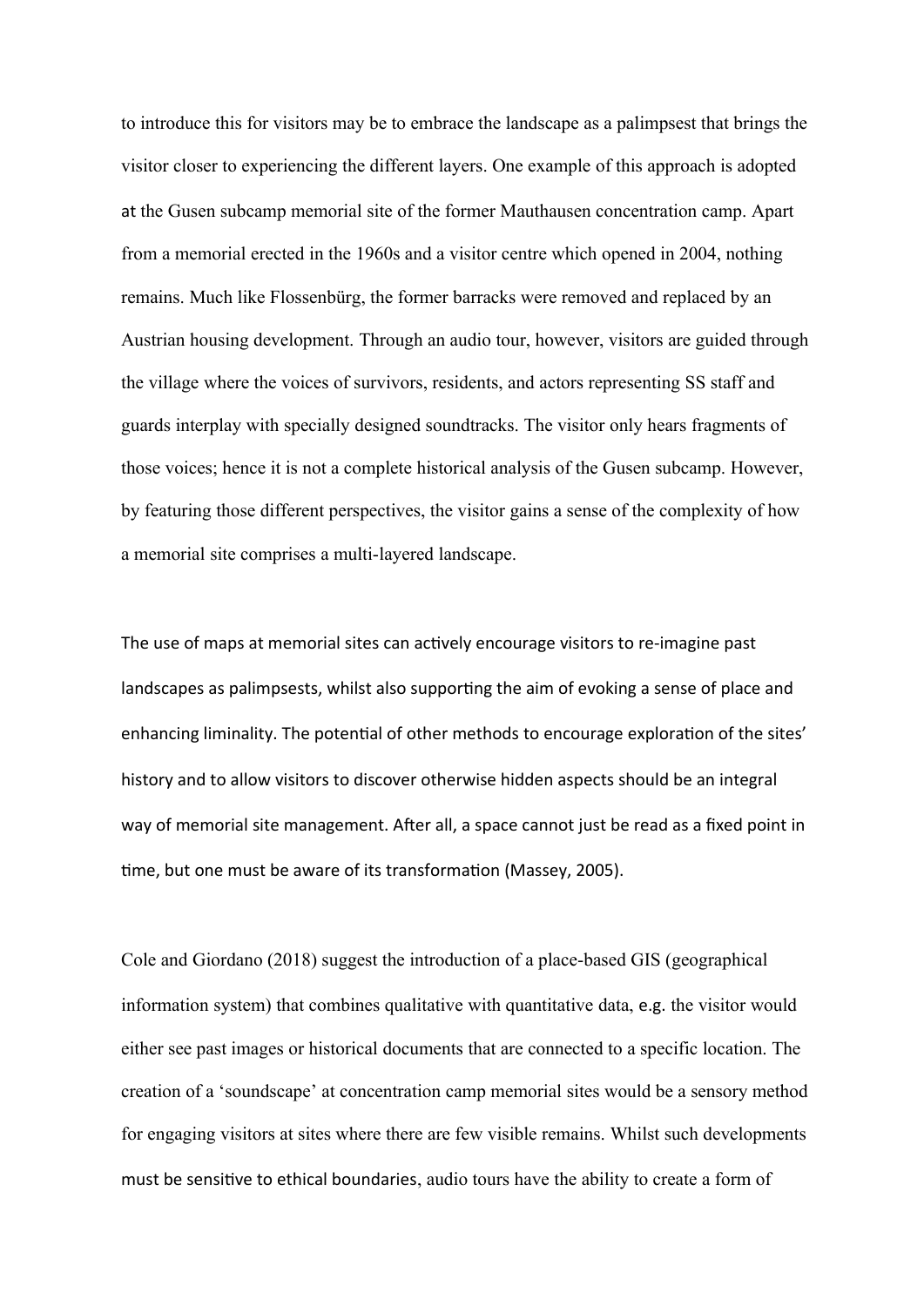to introduce this for visitors may be to embrace the landscape as a palimpsest that brings the visitor closer to experiencing the different layers. One example of this approach is adopted at the Gusen subcamp memorial site of the former Mauthausen concentration camp. Apart from a memorial erected in the 1960s and a visitor centre which opened in 2004, nothing remains. Much like Flossenbürg, the former barracks were removed and replaced by an Austrian housing development. Through an audio tour, however, visitors are guided through the village where the voices of survivors, residents, and actors representing SS staff and guards interplay with specially designed soundtracks. The visitor only hears fragments of those voices; hence it is not a complete historical analysis of the Gusen subcamp. However, by featuring those different perspectives, the visitor gains a sense of the complexity of how a memorial site comprises a multi-layered landscape.

The use of maps at memorial sites can actively encourage visitors to re-imagine past landscapes as palimpsests, whilst also supporting the aim of evoking a sense of place and enhancing liminality. The potential of other methods to encourage exploration of the sites' history and to allow visitors to discover otherwise hidden aspects should be an integral way of memorial site management. After all, a space cannot just be read as a fixed point in time, but one must be aware of its transformation (Massey, 2005).

Cole and Giordano (2018) suggest the introduction of a place-based GIS (geographical information system) that combines qualitative with quantitative data, e.g. the visitor would either see past images or historical documents that are connected to a specific location. The creation of a 'soundscape' at concentration camp memorial sites would be a sensory method for engaging visitors at sites where there are few visible remains. Whilst such developments must be sensitive to ethical boundaries, audio tours have the ability to create a form of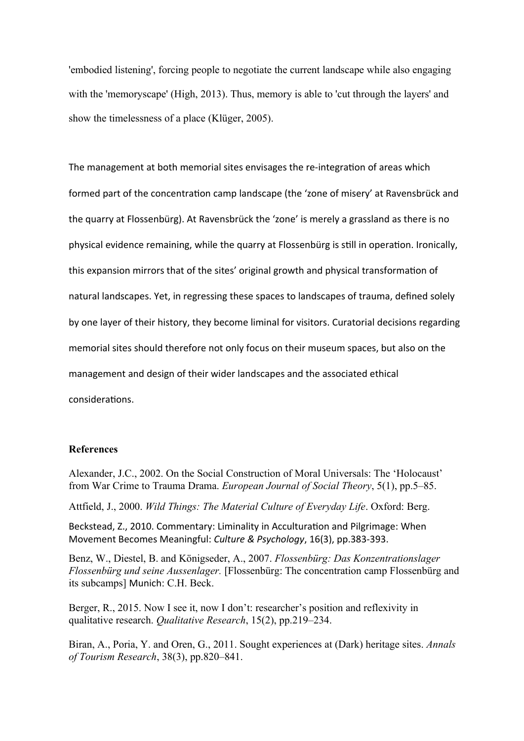'embodied listening', forcing people to negotiate the current landscape while also engaging with the 'memoryscape' (High, 2013). Thus, memory is able to 'cut through the layers' and show the timelessness of a place (Klüger, 2005).

The management at both memorial sites envisages the re-integration of areas which formed part of the concentration camp landscape (the 'zone of misery' at Ravensbrück and the quarry at Flossenbürg). At Ravensbrück the 'zone' is merely a grassland as there is no physical evidence remaining, while the quarry at Flossenbürg is still in operation. Ironically, this expansion mirrors that of the sites' original growth and physical transformation of natural landscapes. Yet, in regressing these spaces to landscapes of trauma, defined solely by one layer of their history, they become liminal for visitors. Curatorial decisions regarding memorial sites should therefore not only focus on their museum spaces, but also on the management and design of their wider landscapes and the associated ethical considerations.

**References**

Alexander, J.C., 2002. On the Social Construction of Moral Universals: The 'Holocaust' from War Crime to Trauma Drama. *European Journal of Social Theory*, 5(1), pp.5–85.

Attfield, J., 2000. *Wild Things: The Material Culture of Everyday Life*. Oxford: Berg.

Beckstead, Z., 2010. Commentary: Liminality in Acculturation and Pilgrimage: When Movement Becomes Meaningful: *Culture & Psychology*, 16(3), pp.383-393.

Benz, W., Diestel, B. and Königseder, A., 2007. *Flossenbürg: Das Konzentrationslager Flossenbürg und seine Aussenlager.* [Flossenbürg: The concentration camp Flossenbürg and its subcamps] Munich: C.H. Beck.

Berger, R., 2015. Now I see it, now I don't: researcher's position and reflexivity in qualitative research. *Qualitative Research*, 15(2), pp.219–234.

Biran, A., Poria, Y. and Oren, G., 2011. Sought experiences at (Dark) heritage sites. *Annals of Tourism Research*, 38(3), pp.820–841.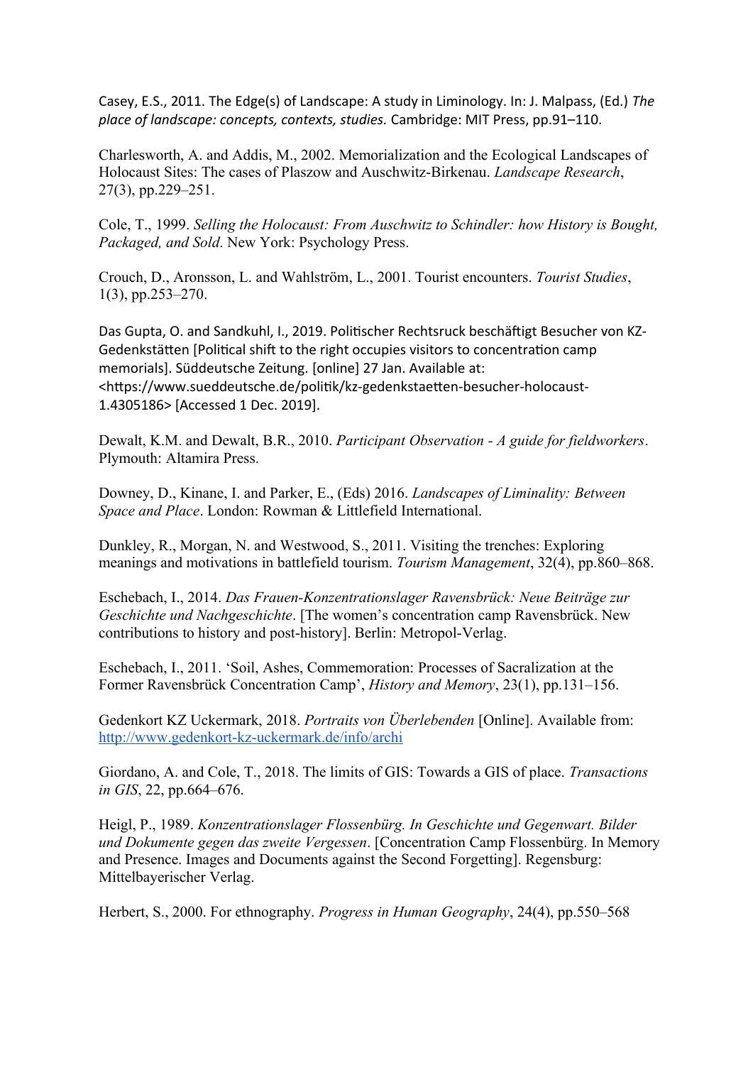Casey, E.S., 2011. The Edge(s) of Landscape: A study in Liminology. In: J. Malpass, (Ed.) *The place of landscape: concepts, contexts, studies.* Cambridge: MIT Press, pp.91–110.

Charlesworth, A. and Addis, M., 2002. Memorialization and the Ecological Landscapes of Holocaust Sites: The cases of Plaszow and Auschwitz-Birkenau. *Landscape Research*, 27(3), pp.229–251.

Cole, T., 1999. *Selling the Holocaust: From Auschwitz to Schindler: how History is Bought, Packaged, and Sold*. New York: Psychology Press.

Crouch, D., Aronsson, L. and Wahlström, L., 2001. Tourist encounters. *Tourist Studies*, 1(3), pp.253–270.

Das Gupta, O. and Sandkuhl, I., 2019. Politischer Rechtsruck beschäftigt Besucher von KZ-Gedenkstätten [Political shift to the right occupies visitors to concentration camp memorials]. Süddeutsche Zeitung. [online] 27 Jan. Available at: <https://www.sueddeutsche.de/politik/kz-gedenkstaetten-besucher-holocaust-1.4305186> [Accessed 1 Dec. 2019].

Dewalt, K.M. and Dewalt, B.R., 2010. *Participant Observation - A guide for fieldworkers*. Plymouth: Altamira Press.

Downey, D., Kinane, I. and Parker, E., (Eds) 2016. *Landscapes of Liminality: Between Space and Place*. London: Rowman & Littlefield International.

Dunkley, R., Morgan, N. and Westwood, S., 2011. Visiting the trenches: Exploring meanings and motivations in battlefield tourism. *Tourism Management*, 32(4), pp.860–868.

Eschebach, I., 2014. *Das Frauen-Konzentrationslager Ravensbrück: Neue Beiträge zur Geschichte und Nachgeschichte*. [The women's concentration camp Ravensbrück. New contributions to history and post-history]. Berlin: Metropol-Verlag.

Eschebach, I., 2011. 'Soil, Ashes, Commemoration: Processes of Sacralization at the Former Ravensbrück Concentration Camp', *History and Memory*, 23(1), pp.131–156.

Gedenkort KZ Uckermark, 2018. *Portraits von Überlebenden* [Online]. Available from: http://www.gedenkort-kz-uckermark.de/info/archi

Giordano, A. and Cole, T., 2018. The limits of GIS: Towards a GIS of place. *Transactions in GIS*, 22, pp.664–676.

Heigl, P., 1989. *Konzentrationslager Flossenbürg. In Geschichte und Gegenwart. Bilder und Dokumente gegen das zweite Vergessen*. [Concentration Camp Flossenbürg. In Memory and Presence. Images and Documents against the Second Forgetting]. Regensburg: Mittelbayerischer Verlag.

Herbert, S., 2000. For ethnography. *Progress in Human Geography*, 24(4), pp.550–568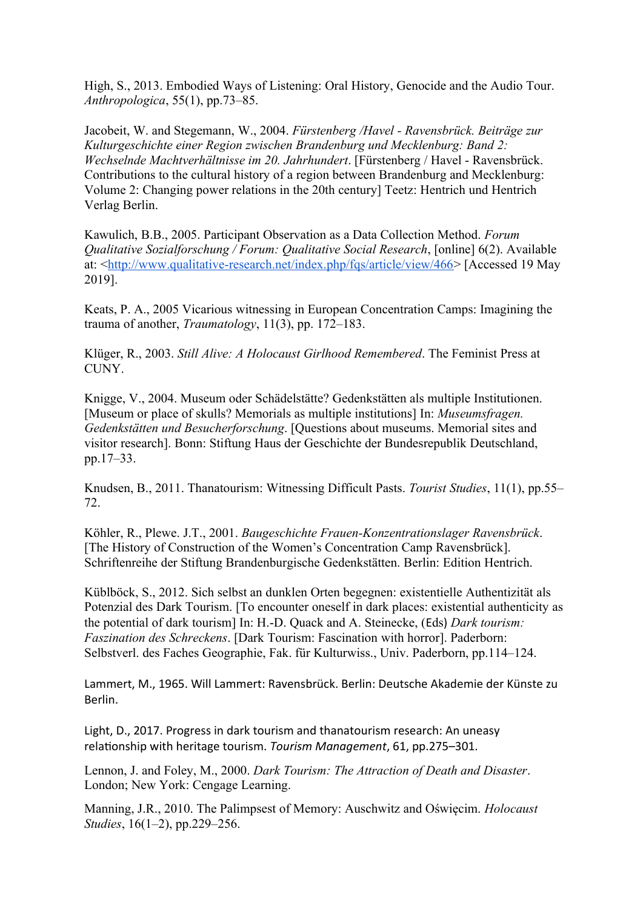High, S., 2013. Embodied Ways of Listening: Oral History, Genocide and the Audio Tour. *Anthropologica*, 55(1), pp.73–85.

Jacobeit, W. and Stegemann, W., 2004. *Fürstenberg /Havel - Ravensbrück. Beiträge zur Kulturgeschichte einer Region zwischen Brandenburg und Mecklenburg: Band 2: Wechselnde Machtverhältnisse im 20. Jahrhundert*. [Fürstenberg / Havel - Ravensbrück. Contributions to the cultural history of a region between Brandenburg and Mecklenburg: Volume 2: Changing power relations in the 20th century] Teetz: Hentrich und Hentrich Verlag Berlin.

Kawulich, B.B., 2005. Participant Observation as a Data Collection Method. *Forum Qualitative Sozialforschung / Forum: Qualitative Social Research*, [online] 6(2). Available at: <http://www.qualitative-research.net/index.php/fqs/article/view/466> [Accessed 19 May 2019].

Keats, P. A., 2005 Vicarious witnessing in European Concentration Camps: Imagining the trauma of another, *Traumatology*, 11(3), pp. 172–183.

Klüger, R., 2003. *Still Alive: A Holocaust Girlhood Remembered*. The Feminist Press at CUNY.

Knigge, V., 2004. Museum oder Schädelstätte? Gedenkstätten als multiple Institutionen. [Museum or place of skulls? Memorials as multiple institutions] In: *Museumsfragen. Gedenkstätten und Besucherforschung*. [Questions about museums. Memorial sites and visitor research]. Bonn: Stiftung Haus der Geschichte der Bundesrepublik Deutschland, pp.17–33.

Knudsen, B., 2011. Thanatourism: Witnessing Difficult Pasts. *Tourist Studies*, 11(1), pp.55–72.

Köhler, R., Plewe. J.T., 2001. *Baugeschichte Frauen-Konzentrationslager Ravensbrück*. [The History of Construction of the Women's Concentration Camp Ravensbrück]. Schriftenreihe der Stiftung Brandenburgische Gedenkstätten. Berlin: Edition Hentrich.

Küblböck, S., 2012. Sich selbst an dunklen Orten begegnen: existentielle Authentizität als Potenzial des Dark Tourism. [To encounter oneself in dark places: existential authenticity as the potential of dark tourism] In: H.-D. Quack and A. Steinecke, (Eds) *Dark tourism: Faszination des Schreckens*. [Dark Tourism: Fascination with horror]. Paderborn: Selbstverl. des Faches Geographie, Fak. für Kulturwiss., Univ. Paderborn, pp.114–124.

Lammert, M., 1965. Will Lammert: Ravensbrück. Berlin: Deutsche Akademie der Künste zu Berlin.

Light, D., 2017. Progress in dark tourism and thanatourism research: An uneasy relationship with heritage tourism. *Tourism Management*, 61, pp.275–301.

Lennon, J. and Foley, M., 2000. *Dark Tourism: The Attraction of Death and Disaster*. London; New York: Cengage Learning.

Manning, J.R., 2010. The Palimpsest of Memory: Auschwitz and Oświęcim. *Holocaust Studies*, 16(1–2), pp.229–256.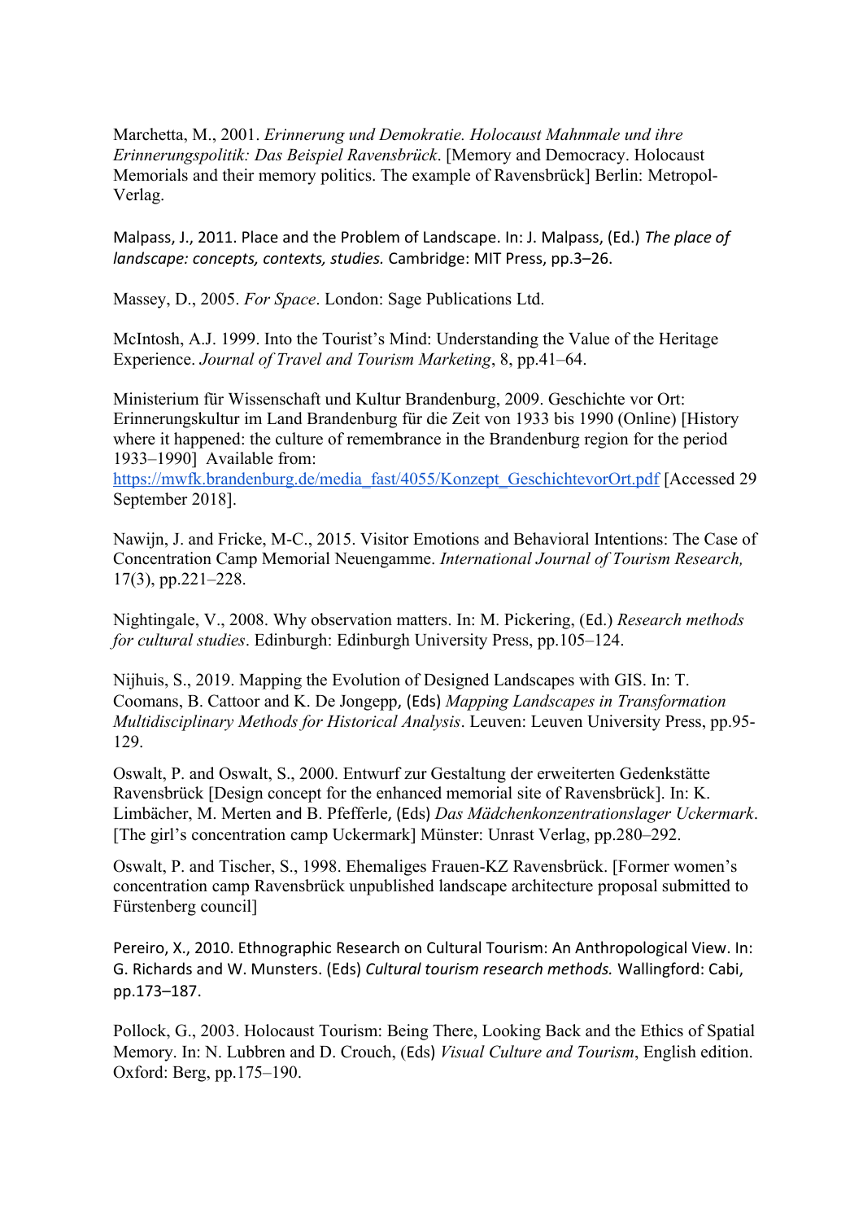Marchetta, M., 2001. *Erinnerung und Demokratie. Holocaust Mahnmale und ihre Erinnerungspolitik: Das Beispiel Ravensbrück*. [Memory and Democracy. Holocaust Memorials and their memory politics. The example of Ravensbrück] Berlin: Metropol-Verlag.

Malpass, J., 2011. Place and the Problem of Landscape. In: J. Malpass, (Ed.) *The place of landscape: concepts, contexts, studies.* Cambridge: MIT Press, pp.3–26.

Massey, D., 2005. *For Space*. London: Sage Publications Ltd.

McIntosh, A.J. 1999. Into the Tourist's Mind: Understanding the Value of the Heritage Experience. *Journal of Travel and Tourism Marketing*, 8, pp.41–64.

Ministerium für Wissenschaft und Kultur Brandenburg, 2009. Geschichte vor Ort: Erinnerungskultur im Land Brandenburg für die Zeit von 1933 bis 1990 (Online) [History where it happened: the culture of remembrance in the Brandenburg region for the period 1933–1990] Available from: https://mwfk.brandenburg.de/media_fast/4055/Konzept_GeschichtevorOrt.pdf [Accessed 29 September 2018].

Nawijn, J. and Fricke, M-C., 2015. Visitor Emotions and Behavioral Intentions: The Case of Concentration Camp Memorial Neuengamme. *International Journal of Tourism Research,* 17(3), pp.221–228.

Nightingale, V., 2008. Why observation matters. In: M. Pickering, (Ed.) *Research methods for cultural studies*. Edinburgh: Edinburgh University Press, pp.105–124.

Nijhuis, S., 2019. Mapping the Evolution of Designed Landscapes with GIS. In: T. Coomans, B. Cattoor and K. De Jongepp, (Eds) *Mapping Landscapes in Transformation Multidisciplinary Methods for Historical Analysis*. Leuven: Leuven University Press, pp.95-129.

Oswalt, P. and Oswalt, S., 2000. Entwurf zur Gestaltung der erweiterten Gedenkstätte Ravensbrück [Design concept for the enhanced memorial site of Ravensbrück]. In: K. Limbächer, M. Merten and B. Pfefferle, (Eds) *Das Mädchenkonzentrationslager Uckermark*. [The girl's concentration camp Uckermark] Münster: Unrast Verlag, pp.280–292.

Oswalt, P. and Tischer, S., 1998. Ehemaliges Frauen-KZ Ravensbrück. [Former women's concentration camp Ravensbrück unpublished landscape architecture proposal submitted to Fürstenberg council]

Pereiro, X., 2010. Ethnographic Research on Cultural Tourism: An Anthropological View. In: G. Richards and W. Munsters. (Eds) *Cultural tourism research methods.* Wallingford: Cabi, pp.173–187.

Pollock, G., 2003. Holocaust Tourism: Being There, Looking Back and the Ethics of Spatial Memory. In: N. Lubbren and D. Crouch, (Eds) *Visual Culture and Tourism*, English edition. Oxford: Berg, pp.175–190.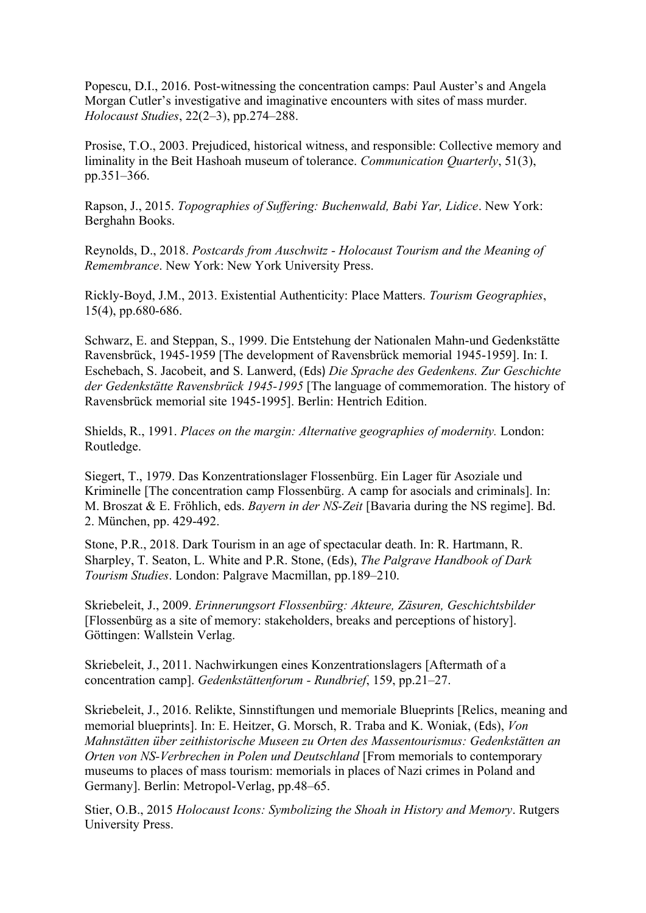Popescu, D.I., 2016. Post-witnessing the concentration camps: Paul Auster's and Angela Morgan Cutler's investigative and imaginative encounters with sites of mass murder. *Holocaust Studies*, 22(2–3), pp.274–288.

Prosise, T.O., 2003. Prejudiced, historical witness, and responsible: Collective memory and liminality in the Beit Hashoah museum of tolerance. *Communication Quarterly*, 51(3), pp.351–366.

Rapson, J., 2015. *Topographies of Suffering: Buchenwald, Babi Yar, Lidice*. New York: Berghahn Books.

Reynolds, D., 2018. *Postcards from Auschwitz - Holocaust Tourism and the Meaning of Remembrance*. New York: New York University Press.

Rickly-Boyd, J.M., 2013. Existential Authenticity: Place Matters. *Tourism Geographies*, 15(4), pp.680-686.

Schwarz, E. and Steppan, S., 1999. Die Entstehung der Nationalen Mahn-und Gedenkstätte Ravensbrück, 1945-1959 [The development of Ravensbrück memorial 1945-1959]. In: I. Eschebach, S. Jacobeit, and S. Lanwerd, (Eds) *Die Sprache des Gedenkens. Zur Geschichte der Gedenkstätte Ravensbrück 1945-1995* [The language of commemoration. The history of Ravensbrück memorial site 1945-1995]. Berlin: Hentrich Edition.

Shields, R., 1991. *Places on the margin: Alternative geographies of modernity.* London: Routledge.

Siegert, T., 1979. Das Konzentrationslager Flossenbürg. Ein Lager für Asoziale und Kriminelle [The concentration camp Flossenbürg. A camp for asocials and criminals]. In: M. Broszat & E. Fröhlich, eds. *Bayern in der NS-Zeit* [Bavaria during the NS regime]. Bd. 2. München, pp. 429-492.

Stone, P.R., 2018. Dark Tourism in an age of spectacular death. In: R. Hartmann, R. Sharpley, T. Seaton, L. White and P.R. Stone, (Eds), *The Palgrave Handbook of Dark Tourism Studies*. London: Palgrave Macmillan, pp.189–210.

Skriebeleit, J., 2009. *Erinnerungsort Flossenbürg: Akteure, Zäsuren, Geschichtsbilder* [Flossenbürg as a site of memory: stakeholders, breaks and perceptions of history]. Göttingen: Wallstein Verlag.

Skriebeleit, J., 2011. Nachwirkungen eines Konzentrationslagers [Aftermath of a concentration camp]. *Gedenkstättenforum - Rundbrief*, 159, pp.21–27.

Skriebeleit, J., 2016. Relikte, Sinnstiftungen und memoriale Blueprints [Relics, meaning and memorial blueprints]. In: E. Heitzer, G. Morsch, R. Traba and K. Woniak, (Eds), *Von Mahnstätten über zeithistorische Museen zu Orten des Massentourismus: Gedenkstätten an Orten von NS-Verbrechen in Polen und Deutschland* [From memorials to contemporary museums to places of mass tourism: memorials in places of Nazi crimes in Poland and Germany]. Berlin: Metropol-Verlag, pp.48–65.

Stier, O.B., 2015 *Holocaust Icons: Symbolizing the Shoah in History and Memory*. Rutgers University Press.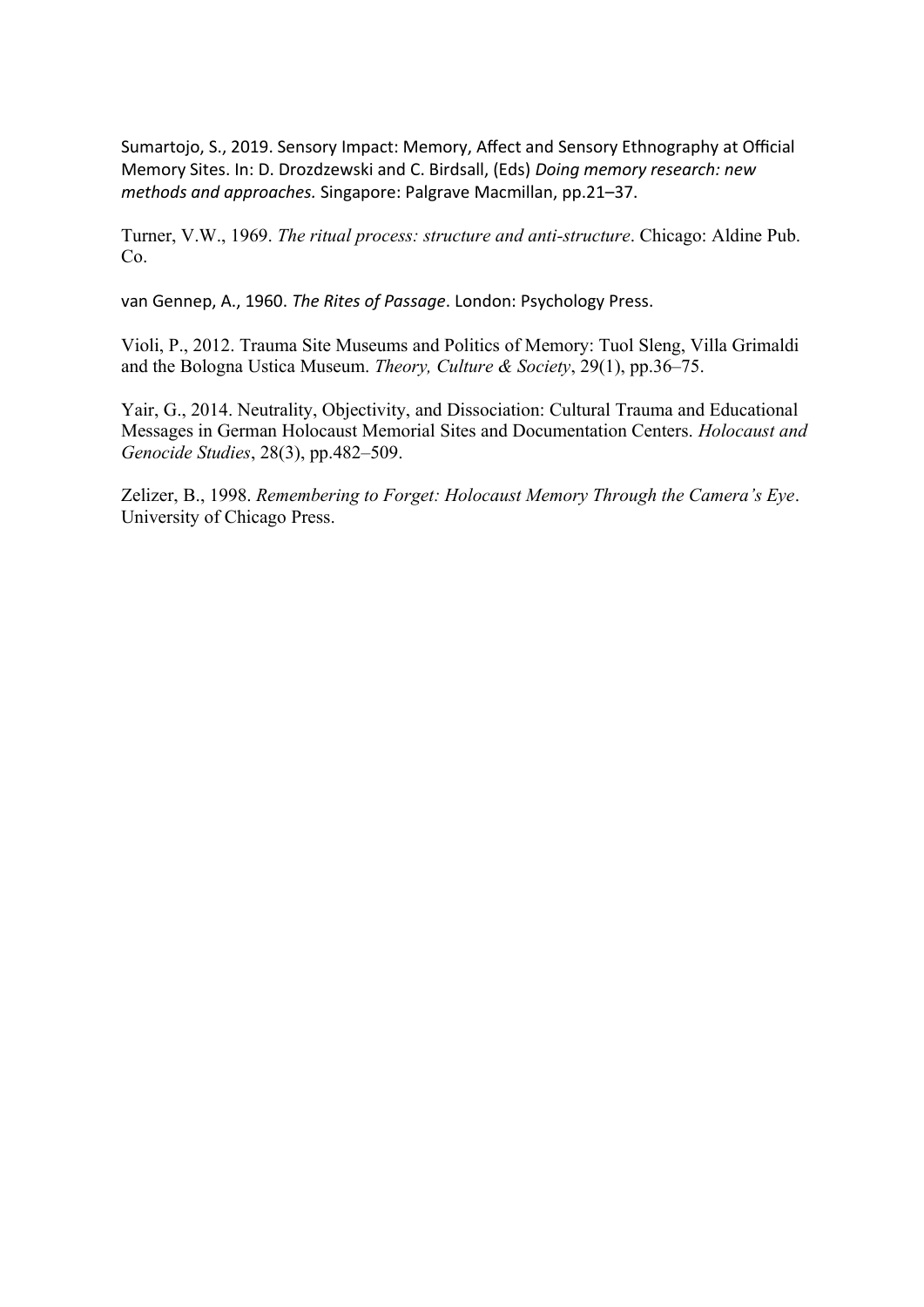Sumartojo, S., 2019. Sensory Impact: Memory, Affect and Sensory Ethnography at Official Memory Sites. In: D. Drozdzewski and C. Birdsall, (Eds) *Doing memory research: new methods and approaches.* Singapore: Palgrave Macmillan, pp.21–37.

Turner, V.W., 1969. *The ritual process: structure and anti-structure*. Chicago: Aldine Pub. Co.

van Gennep, A., 1960. *The Rites of Passage*. London: Psychology Press.

Violi, P., 2012. Trauma Site Museums and Politics of Memory: Tuol Sleng, Villa Grimaldi and the Bologna Ustica Museum. *Theory, Culture & Society*, 29(1), pp.36–75.

Yair, G., 2014. Neutrality, Objectivity, and Dissociation: Cultural Trauma and Educational Messages in German Holocaust Memorial Sites and Documentation Centers. *Holocaust and Genocide Studies*, 28(3), pp.482–509.

Zelizer, B., 1998. *Remembering to Forget: Holocaust Memory Through the Camera's Eye*. University of Chicago Press.